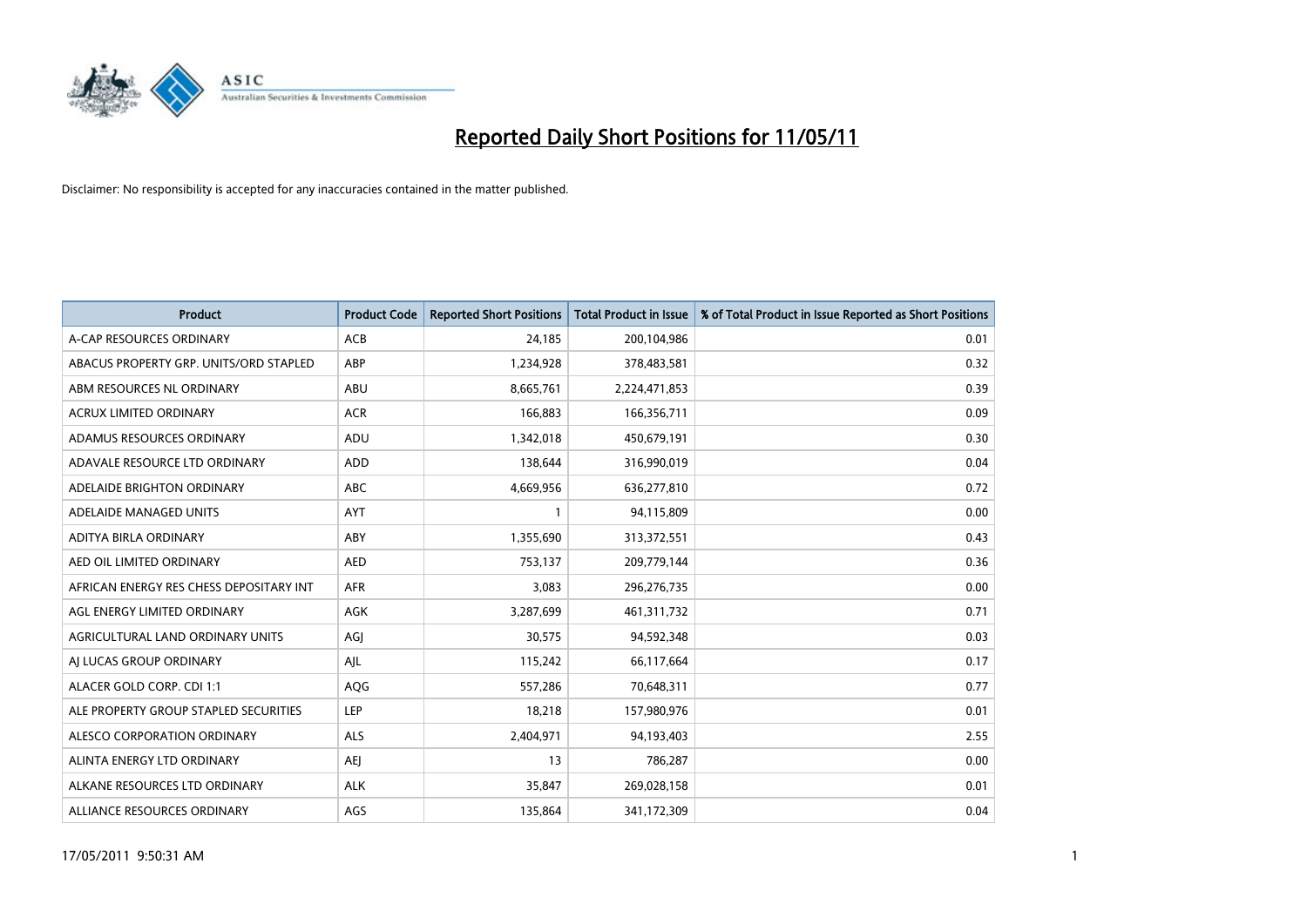# Reported Daily Short Positions for 11/05/11

Disclaimer: No responsibility is accepted for any inaccuracies contained in the matter published.

| Product | Product Code | Reported Short Positions | Total Product in Issue | % of Total Product in Issue Reported as Short Positions |
|---|---|---|---|---|
| A-CAP RESOURCES ORDINARY | ACB | 24,185 | 200,104,986 | 0.01 |
| ABACUS PROPERTY GRP. UNITS/ORD STAPLED | ABP | 1,234,928 | 378,483,581 | 0.32 |
| ABM RESOURCES NL ORDINARY | ABU | 8,665,761 | 2,224,471,853 | 0.39 |
| ACRUX LIMITED ORDINARY | ACR | 166,883 | 166,356,711 | 0.09 |
| ADAMUS RESOURCES ORDINARY | ADU | 1,342,018 | 450,679,191 | 0.30 |
| ADAVALE RESOURCE LTD ORDINARY | ADD | 138,644 | 316,990,019 | 0.04 |
| ADELAIDE BRIGHTON ORDINARY | ABC | 4,669,956 | 636,277,810 | 0.72 |
| ADELAIDE MANAGED UNITS | AYT | 1 | 94,115,809 | 0.00 |
| ADITYA BIRLA ORDINARY | ABY | 1,355,690 | 313,372,551 | 0.43 |
| AED OIL LIMITED ORDINARY | AED | 753,137 | 209,779,144 | 0.36 |
| AFRICAN ENERGY RES CHESS DEPOSITARY INT | AFR | 3,083 | 296,276,735 | 0.00 |
| AGL ENERGY LIMITED ORDINARY | AGK | 3,287,699 | 461,311,732 | 0.71 |
| AGRICULTURAL LAND ORDINARY UNITS | AGJ | 30,575 | 94,592,348 | 0.03 |
| AJ LUCAS GROUP ORDINARY | AJL | 115,242 | 66,117,664 | 0.17 |
| ALACER GOLD CORP. CDI 1:1 | AQG | 557,286 | 70,648,311 | 0.77 |
| ALE PROPERTY GROUP STAPLED SECURITIES | LEP | 18,218 | 157,980,976 | 0.01 |
| ALESCO CORPORATION ORDINARY | ALS | 2,404,971 | 94,193,403 | 2.55 |
| ALINTA ENERGY LTD ORDINARY | AEJ | 13 | 786,287 | 0.00 |
| ALKANE RESOURCES LTD ORDINARY | ALK | 35,847 | 269,028,158 | 0.01 |
| ALLIANCE RESOURCES ORDINARY | AGS | 135,864 | 341,172,309 | 0.04 |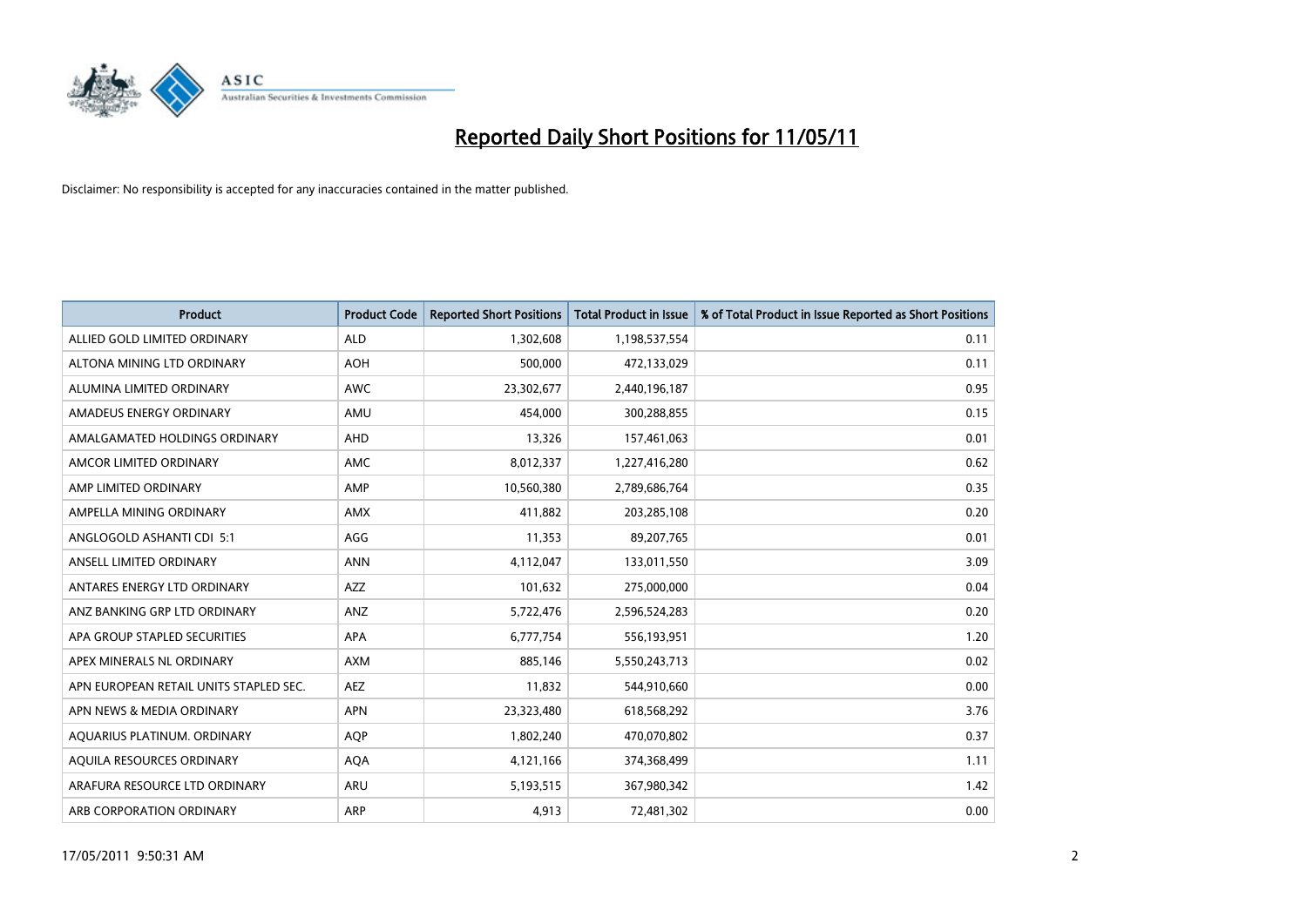# Reported Daily Short Positions for 11/05/11

Disclaimer: No responsibility is accepted for any inaccuracies contained in the matter published.

| Product | Product Code | Reported Short Positions | Total Product in Issue | % of Total Product in Issue Reported as Short Positions |
|---|---|---|---|---|
| ALLIED GOLD LIMITED ORDINARY | ALD | 1,302,608 | 1,198,537,554 | 0.11 |
| ALTONA MINING LTD ORDINARY | AOH | 500,000 | 472,133,029 | 0.11 |
| ALUMINA LIMITED ORDINARY | AWC | 23,302,677 | 2,440,196,187 | 0.95 |
| AMADEUS ENERGY ORDINARY | AMU | 454,000 | 300,288,855 | 0.15 |
| AMALGAMATED HOLDINGS ORDINARY | AHD | 13,326 | 157,461,063 | 0.01 |
| AMCOR LIMITED ORDINARY | AMC | 8,012,337 | 1,227,416,280 | 0.62 |
| AMP LIMITED ORDINARY | AMP | 10,560,380 | 2,789,686,764 | 0.35 |
| AMPELLA MINING ORDINARY | AMX | 411,882 | 203,285,108 | 0.20 |
| ANGLOGOLD ASHANTI CDI 5:1 | AGG | 11,353 | 89,207,765 | 0.01 |
| ANSELL LIMITED ORDINARY | ANN | 4,112,047 | 133,011,550 | 3.09 |
| ANTARES ENERGY LTD ORDINARY | AZZ | 101,632 | 275,000,000 | 0.04 |
| ANZ BANKING GRP LTD ORDINARY | ANZ | 5,722,476 | 2,596,524,283 | 0.20 |
| APA GROUP STAPLED SECURITIES | APA | 6,777,754 | 556,193,951 | 1.20 |
| APEX MINERALS NL ORDINARY | AXM | 885,146 | 5,550,243,713 | 0.02 |
| APN EUROPEAN RETAIL UNITS STAPLED SEC. | AEZ | 11,832 | 544,910,660 | 0.00 |
| APN NEWS & MEDIA ORDINARY | APN | 23,323,480 | 618,568,292 | 3.76 |
| AQUARIUS PLATINUM. ORDINARY | AQP | 1,802,240 | 470,070,802 | 0.37 |
| AQUILA RESOURCES ORDINARY | AQA | 4,121,166 | 374,368,499 | 1.11 |
| ARAFURA RESOURCE LTD ORDINARY | ARU | 5,193,515 | 367,980,342 | 1.42 |
| ARB CORPORATION ORDINARY | ARP | 4,913 | 72,481,302 | 0.00 |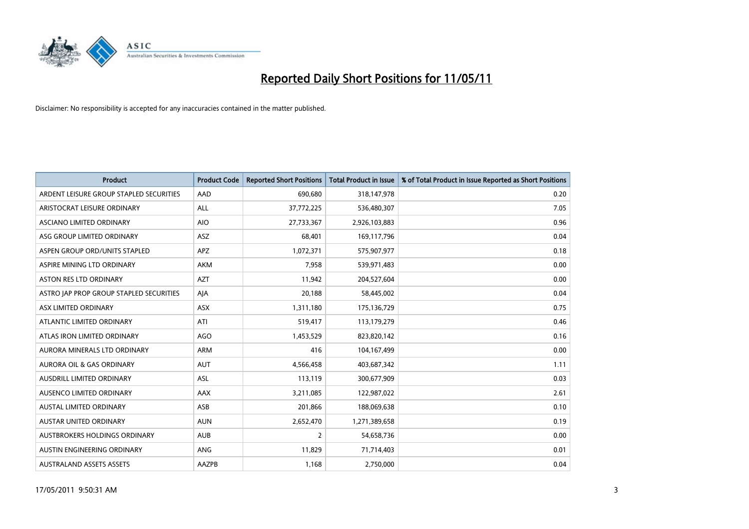# Reported Daily Short Positions for 11/05/11

Disclaimer: No responsibility is accepted for any inaccuracies contained in the matter published.

| Product | Product Code | Reported Short Positions | Total Product in Issue | % of Total Product in Issue Reported as Short Positions |
|---|---|---|---|---|
| ARDENT LEISURE GROUP STAPLED SECURITIES | AAD | 690,680 | 318,147,978 | 0.20 |
| ARISTOCRAT LEISURE ORDINARY | ALL | 37,772,225 | 536,480,307 | 7.05 |
| ASCIANO LIMITED ORDINARY | AIO | 27,733,367 | 2,926,103,883 | 0.96 |
| ASG GROUP LIMITED ORDINARY | ASZ | 68,401 | 169,117,796 | 0.04 |
| ASPEN GROUP ORD/UNITS STAPLED | APZ | 1,072,371 | 575,907,977 | 0.18 |
| ASPIRE MINING LTD ORDINARY | AKM | 7,958 | 539,971,483 | 0.00 |
| ASTON RES LTD ORDINARY | AZT | 11,942 | 204,527,604 | 0.00 |
| ASTRO JAP PROP GROUP STAPLED SECURITIES | AJA | 20,188 | 58,445,002 | 0.04 |
| ASX LIMITED ORDINARY | ASX | 1,311,180 | 175,136,729 | 0.75 |
| ATLANTIC LIMITED ORDINARY | ATI | 519,417 | 113,179,279 | 0.46 |
| ATLAS IRON LIMITED ORDINARY | AGO | 1,453,529 | 823,820,142 | 0.16 |
| AURORA MINERALS LTD ORDINARY | ARM | 416 | 104,167,499 | 0.00 |
| AURORA OIL & GAS ORDINARY | AUT | 4,566,458 | 403,687,342 | 1.11 |
| AUSDRILL LIMITED ORDINARY | ASL | 113,119 | 300,677,909 | 0.03 |
| AUSENCO LIMITED ORDINARY | AAX | 3,211,085 | 122,987,022 | 2.61 |
| AUSTAL LIMITED ORDINARY | ASB | 201,866 | 188,069,638 | 0.10 |
| AUSTAR UNITED ORDINARY | AUN | 2,652,470 | 1,271,389,658 | 0.19 |
| AUSTBROKERS HOLDINGS ORDINARY | AUB | 2 | 54,658,736 | 0.00 |
| AUSTIN ENGINEERING ORDINARY | ANG | 11,829 | 71,714,403 | 0.01 |
| AUSTRALAND ASSETS ASSETS | AAZPB | 1,168 | 2,750,000 | 0.04 |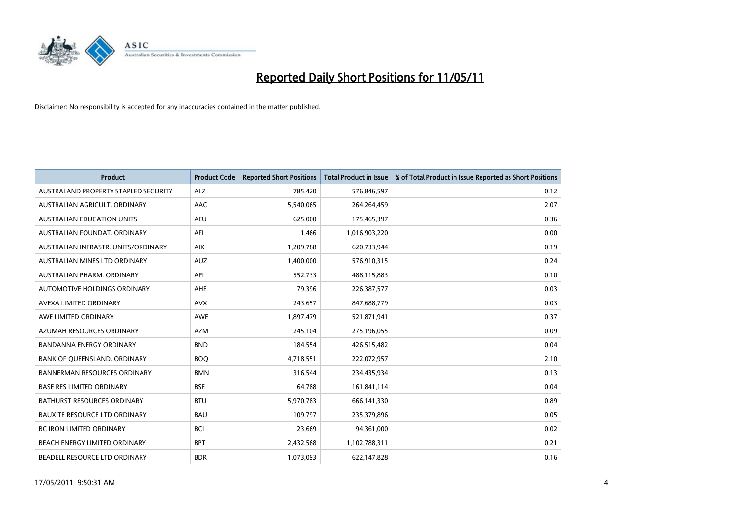# Reported Daily Short Positions for 11/05/11

Disclaimer: No responsibility is accepted for any inaccuracies contained in the matter published.

| Product | Product Code | Reported Short Positions | Total Product in Issue | % of Total Product in Issue Reported as Short Positions |
|---|---|---|---|---|
| AUSTRALAND PROPERTY STAPLED SECURITY | ALZ | 785,420 | 576,846,597 | 0.12 |
| AUSTRALIAN AGRICULT. ORDINARY | AAC | 5,540,065 | 264,264,459 | 2.07 |
| AUSTRALIAN EDUCATION UNITS | AEU | 625,000 | 175,465,397 | 0.36 |
| AUSTRALIAN FOUNDAT. ORDINARY | AFI | 1,466 | 1,016,903,220 | 0.00 |
| AUSTRALIAN INFRASTR. UNITS/ORDINARY | AIX | 1,209,788 | 620,733,944 | 0.19 |
| AUSTRALIAN MINES LTD ORDINARY | AUZ | 1,400,000 | 576,910,315 | 0.24 |
| AUSTRALIAN PHARM. ORDINARY | API | 552,733 | 488,115,883 | 0.10 |
| AUTOMOTIVE HOLDINGS ORDINARY | AHE | 79,396 | 226,387,577 | 0.03 |
| AVEXA LIMITED ORDINARY | AVX | 243,657 | 847,688,779 | 0.03 |
| AWE LIMITED ORDINARY | AWE | 1,897,479 | 521,871,941 | 0.37 |
| AZUMAH RESOURCES ORDINARY | AZM | 245,104 | 275,196,055 | 0.09 |
| BANDANNA ENERGY ORDINARY | BND | 184,554 | 426,515,482 | 0.04 |
| BANK OF QUEENSLAND. ORDINARY | BOQ | 4,718,551 | 222,072,957 | 2.10 |
| BANNERMAN RESOURCES ORDINARY | BMN | 316,544 | 234,435,934 | 0.13 |
| BASE RES LIMITED ORDINARY | BSE | 64,788 | 161,841,114 | 0.04 |
| BATHURST RESOURCES ORDINARY | BTU | 5,970,783 | 666,141,330 | 0.89 |
| BAUXITE RESOURCE LTD ORDINARY | BAU | 109,797 | 235,379,896 | 0.05 |
| BC IRON LIMITED ORDINARY | BCI | 23,669 | 94,361,000 | 0.02 |
| BEACH ENERGY LIMITED ORDINARY | BPT | 2,432,568 | 1,102,788,311 | 0.21 |
| BEADELL RESOURCE LTD ORDINARY | BDR | 1,073,093 | 622,147,828 | 0.16 |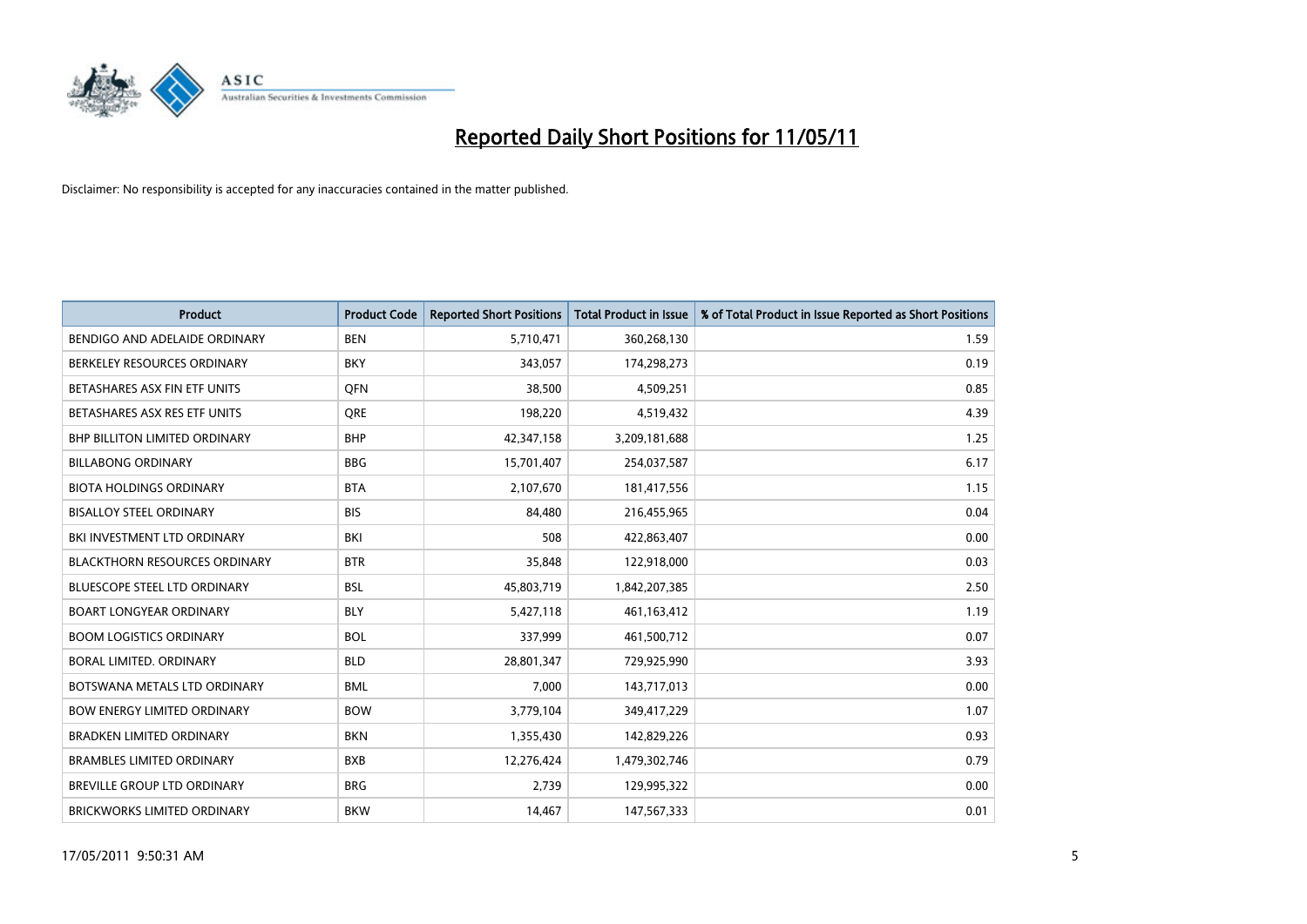# Reported Daily Short Positions for 11/05/11

Disclaimer: No responsibility is accepted for any inaccuracies contained in the matter published.

| Product | Product Code | Reported Short Positions | Total Product in Issue | % of Total Product in Issue Reported as Short Positions |
|---|---|---|---|---|
| BENDIGO AND ADELAIDE ORDINARY | BEN | 5,710,471 | 360,268,130 | 1.59 |
| BERKELEY RESOURCES ORDINARY | BKY | 343,057 | 174,298,273 | 0.19 |
| BETASHARES ASX FIN ETF UNITS | QFN | 38,500 | 4,509,251 | 0.85 |
| BETASHARES ASX RES ETF UNITS | QRE | 198,220 | 4,519,432 | 4.39 |
| BHP BILLITON LIMITED ORDINARY | BHP | 42,347,158 | 3,209,181,688 | 1.25 |
| BILLABONG ORDINARY | BBG | 15,701,407 | 254,037,587 | 6.17 |
| BIOTA HOLDINGS ORDINARY | BTA | 2,107,670 | 181,417,556 | 1.15 |
| BISALLOY STEEL ORDINARY | BIS | 84,480 | 216,455,965 | 0.04 |
| BKI INVESTMENT LTD ORDINARY | BKI | 508 | 422,863,407 | 0.00 |
| BLACKTHORN RESOURCES ORDINARY | BTR | 35,848 | 122,918,000 | 0.03 |
| BLUESCOPE STEEL LTD ORDINARY | BSL | 45,803,719 | 1,842,207,385 | 2.50 |
| BOART LONGYEAR ORDINARY | BLY | 5,427,118 | 461,163,412 | 1.19 |
| BOOM LOGISTICS ORDINARY | BOL | 337,999 | 461,500,712 | 0.07 |
| BORAL LIMITED. ORDINARY | BLD | 28,801,347 | 729,925,990 | 3.93 |
| BOTSWANA METALS LTD ORDINARY | BML | 7,000 | 143,717,013 | 0.00 |
| BOW ENERGY LIMITED ORDINARY | BOW | 3,779,104 | 349,417,229 | 1.07 |
| BRADKEN LIMITED ORDINARY | BKN | 1,355,430 | 142,829,226 | 0.93 |
| BRAMBLES LIMITED ORDINARY | BXB | 12,276,424 | 1,479,302,746 | 0.79 |
| BREVILLE GROUP LTD ORDINARY | BRG | 2,739 | 129,995,322 | 0.00 |
| BRICKWORKS LIMITED ORDINARY | BKW | 14,467 | 147,567,333 | 0.01 |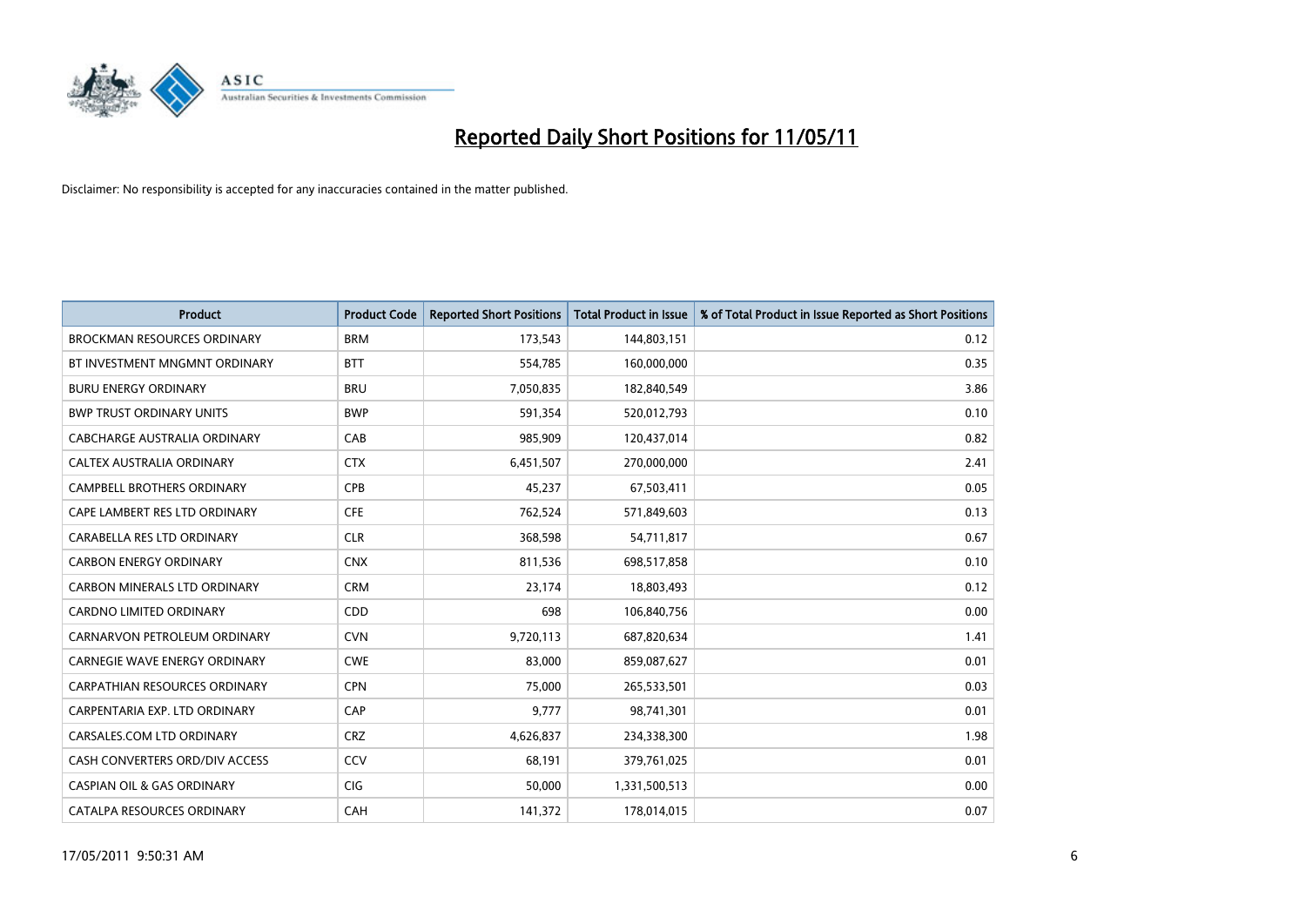# Reported Daily Short Positions for 11/05/11

Disclaimer: No responsibility is accepted for any inaccuracies contained in the matter published.

| Product | Product Code | Reported Short Positions | Total Product in Issue | % of Total Product in Issue Reported as Short Positions |
|---|---|---|---|---|
| BROCKMAN RESOURCES ORDINARY | BRM | 173,543 | 144,803,151 | 0.12 |
| BT INVESTMENT MNGMNT ORDINARY | BTT | 554,785 | 160,000,000 | 0.35 |
| BURU ENERGY ORDINARY | BRU | 7,050,835 | 182,840,549 | 3.86 |
| BWP TRUST ORDINARY UNITS | BWP | 591,354 | 520,012,793 | 0.10 |
| CABCHARGE AUSTRALIA ORDINARY | CAB | 985,909 | 120,437,014 | 0.82 |
| CALTEX AUSTRALIA ORDINARY | CTX | 6,451,507 | 270,000,000 | 2.41 |
| CAMPBELL BROTHERS ORDINARY | CPB | 45,237 | 67,503,411 | 0.05 |
| CAPE LAMBERT RES LTD ORDINARY | CFE | 762,524 | 571,849,603 | 0.13 |
| CARABELLA RES LTD ORDINARY | CLR | 368,598 | 54,711,817 | 0.67 |
| CARBON ENERGY ORDINARY | CNX | 811,536 | 698,517,858 | 0.10 |
| CARBON MINERALS LTD ORDINARY | CRM | 23,174 | 18,803,493 | 0.12 |
| CARDNO LIMITED ORDINARY | CDD | 698 | 106,840,756 | 0.00 |
| CARNARVON PETROLEUM ORDINARY | CVN | 9,720,113 | 687,820,634 | 1.41 |
| CARNEGIE WAVE ENERGY ORDINARY | CWE | 83,000 | 859,087,627 | 0.01 |
| CARPATHIAN RESOURCES ORDINARY | CPN | 75,000 | 265,533,501 | 0.03 |
| CARPENTARIA EXP. LTD ORDINARY | CAP | 9,777 | 98,741,301 | 0.01 |
| CARSALES.COM LTD ORDINARY | CRZ | 4,626,837 | 234,338,300 | 1.98 |
| CASH CONVERTERS ORD/DIV ACCESS | CCV | 68,191 | 379,761,025 | 0.01 |
| CASPIAN OIL & GAS ORDINARY | CIG | 50,000 | 1,331,500,513 | 0.00 |
| CATALPA RESOURCES ORDINARY | CAH | 141,372 | 178,014,015 | 0.07 |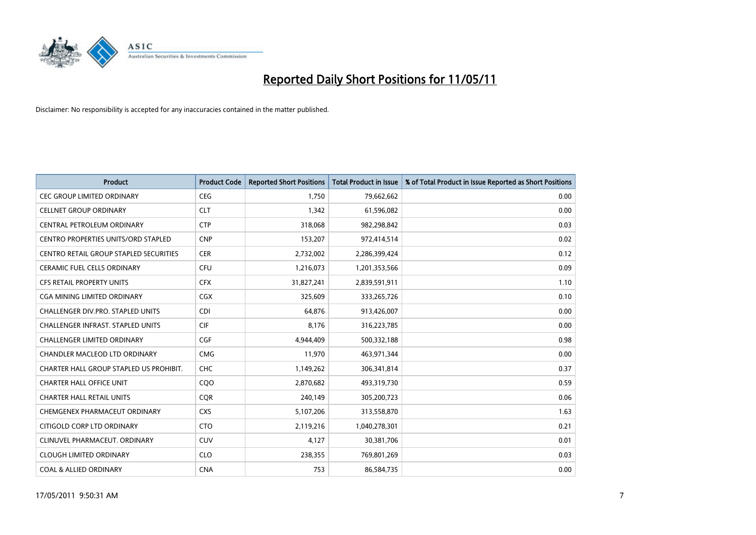# Reported Daily Short Positions for 11/05/11

Disclaimer: No responsibility is accepted for any inaccuracies contained in the matter published.

| Product | Product Code | Reported Short Positions | Total Product in Issue | % of Total Product in Issue Reported as Short Positions |
|---|---|---|---|---|
| CEC GROUP LIMITED ORDINARY | CEG | 1,750 | 79,662,662 | 0.00 |
| CELLNET GROUP ORDINARY | CLT | 1,342 | 61,596,082 | 0.00 |
| CENTRAL PETROLEUM ORDINARY | CTP | 318,068 | 982,298,842 | 0.03 |
| CENTRO PROPERTIES UNITS/ORD STAPLED | CNP | 153,207 | 972,414,514 | 0.02 |
| CENTRO RETAIL GROUP STAPLED SECURITIES | CER | 2,732,002 | 2,286,399,424 | 0.12 |
| CERAMIC FUEL CELLS ORDINARY | CFU | 1,216,073 | 1,201,353,566 | 0.09 |
| CFS RETAIL PROPERTY UNITS | CFX | 31,827,241 | 2,839,591,911 | 1.10 |
| CGA MINING LIMITED ORDINARY | CGX | 325,609 | 333,265,726 | 0.10 |
| CHALLENGER DIV.PRO. STAPLED UNITS | CDI | 64,876 | 913,426,007 | 0.00 |
| CHALLENGER INFRAST. STAPLED UNITS | CIF | 8,176 | 316,223,785 | 0.00 |
| CHALLENGER LIMITED ORDINARY | CGF | 4,944,409 | 500,332,188 | 0.98 |
| CHANDLER MACLEOD LTD ORDINARY | CMG | 11,970 | 463,971,344 | 0.00 |
| CHARTER HALL GROUP STAPLED US PROHIBIT. | CHC | 1,149,262 | 306,341,814 | 0.37 |
| CHARTER HALL OFFICE UNIT | CQO | 2,870,682 | 493,319,730 | 0.59 |
| CHARTER HALL RETAIL UNITS | CQR | 240,149 | 305,200,723 | 0.06 |
| CHEMGENEX PHARMACEUT ORDINARY | CXS | 5,107,206 | 313,558,870 | 1.63 |
| CITIGOLD CORP LTD ORDINARY | CTO | 2,119,216 | 1,040,278,301 | 0.21 |
| CLINUVEL PHARMACEUT. ORDINARY | CUV | 4,127 | 30,381,706 | 0.01 |
| CLOUGH LIMITED ORDINARY | CLO | 238,355 | 769,801,269 | 0.03 |
| COAL & ALLIED ORDINARY | CNA | 753 | 86,584,735 | 0.00 |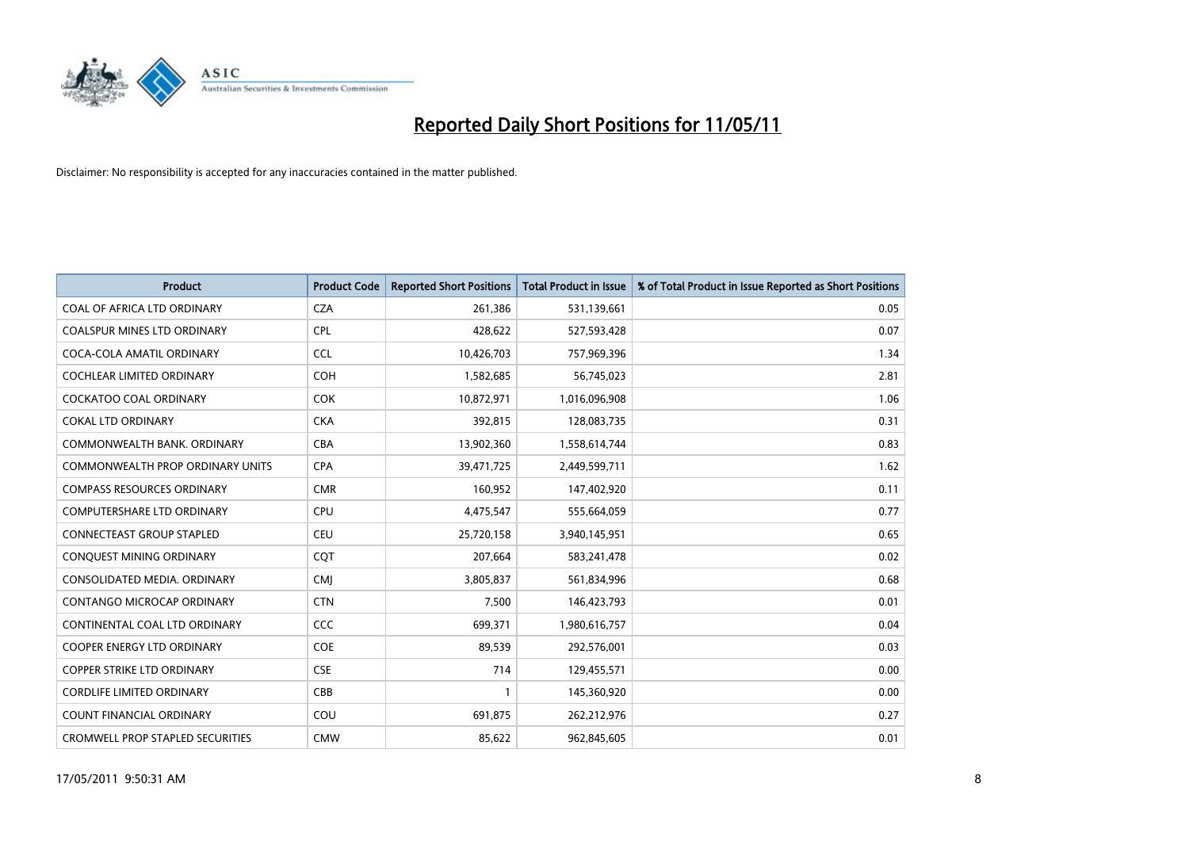# Reported Daily Short Positions for 11/05/11

Disclaimer: No responsibility is accepted for any inaccuracies contained in the matter published.

| Product | Product Code | Reported Short Positions | Total Product in Issue | % of Total Product in Issue Reported as Short Positions |
|---|---|---|---|---|
| COAL OF AFRICA LTD ORDINARY | CZA | 261,386 | 531,139,661 | 0.05 |
| COALSPUR MINES LTD ORDINARY | CPL | 428,622 | 527,593,428 | 0.07 |
| COCA-COLA AMATIL ORDINARY | CCL | 10,426,703 | 757,969,396 | 1.34 |
| COCHLEAR LIMITED ORDINARY | COH | 1,582,685 | 56,745,023 | 2.81 |
| COCKATOO COAL ORDINARY | COK | 10,872,971 | 1,016,096,908 | 1.06 |
| COKAL LTD ORDINARY | CKA | 392,815 | 128,083,735 | 0.31 |
| COMMONWEALTH BANK. ORDINARY | CBA | 13,902,360 | 1,558,614,744 | 0.83 |
| COMMONWEALTH PROP ORDINARY UNITS | CPA | 39,471,725 | 2,449,599,711 | 1.62 |
| COMPASS RESOURCES ORDINARY | CMR | 160,952 | 147,402,920 | 0.11 |
| COMPUTERSHARE LTD ORDINARY | CPU | 4,475,547 | 555,664,059 | 0.77 |
| CONNECTEAST GROUP STAPLED | CEU | 25,720,158 | 3,940,145,951 | 0.65 |
| CONQUEST MINING ORDINARY | CQT | 207,664 | 583,241,478 | 0.02 |
| CONSOLIDATED MEDIA. ORDINARY | CMJ | 3,805,837 | 561,834,996 | 0.68 |
| CONTANGO MICROCAP ORDINARY | CTN | 7,500 | 146,423,793 | 0.01 |
| CONTINENTAL COAL LTD ORDINARY | CCC | 699,371 | 1,980,616,757 | 0.04 |
| COOPER ENERGY LTD ORDINARY | COE | 89,539 | 292,576,001 | 0.03 |
| COPPER STRIKE LTD ORDINARY | CSE | 714 | 129,455,571 | 0.00 |
| CORDLIFE LIMITED ORDINARY | CBB | 1 | 145,360,920 | 0.00 |
| COUNT FINANCIAL ORDINARY | COU | 691,875 | 262,212,976 | 0.27 |
| CROMWELL PROP STAPLED SECURITIES | CMW | 85,622 | 962,845,605 | 0.01 |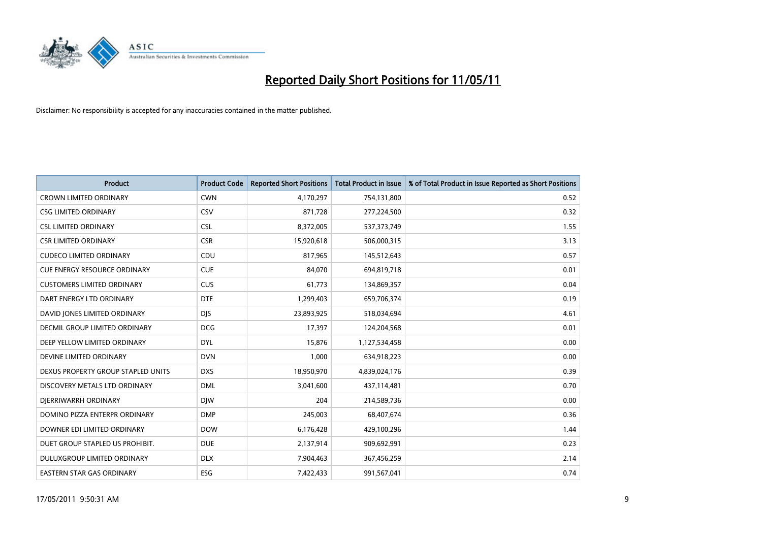# Reported Daily Short Positions for 11/05/11

Disclaimer: No responsibility is accepted for any inaccuracies contained in the matter published.

| Product | Product Code | Reported Short Positions | Total Product in Issue | % of Total Product in Issue Reported as Short Positions |
|---|---|---|---|---|
| CROWN LIMITED ORDINARY | CWN | 4,170,297 | 754,131,800 | 0.52 |
| CSG LIMITED ORDINARY | CSV | 871,728 | 277,224,500 | 0.32 |
| CSL LIMITED ORDINARY | CSL | 8,372,005 | 537,373,749 | 1.55 |
| CSR LIMITED ORDINARY | CSR | 15,920,618 | 506,000,315 | 3.13 |
| CUDECO LIMITED ORDINARY | CDU | 817,965 | 145,512,643 | 0.57 |
| CUE ENERGY RESOURCE ORDINARY | CUE | 84,070 | 694,819,718 | 0.01 |
| CUSTOMERS LIMITED ORDINARY | CUS | 61,773 | 134,869,357 | 0.04 |
| DART ENERGY LTD ORDINARY | DTE | 1,299,403 | 659,706,374 | 0.19 |
| DAVID JONES LIMITED ORDINARY | DJS | 23,893,925 | 518,034,694 | 4.61 |
| DECMIL GROUP LIMITED ORDINARY | DCG | 17,397 | 124,204,568 | 0.01 |
| DEEP YELLOW LIMITED ORDINARY | DYL | 15,876 | 1,127,534,458 | 0.00 |
| DEVINE LIMITED ORDINARY | DVN | 1,000 | 634,918,223 | 0.00 |
| DEXUS PROPERTY GROUP STAPLED UNITS | DXS | 18,950,970 | 4,839,024,176 | 0.39 |
| DISCOVERY METALS LTD ORDINARY | DML | 3,041,600 | 437,114,481 | 0.70 |
| DJERRIWARRH ORDINARY | DJW | 204 | 214,589,736 | 0.00 |
| DOMINO PIZZA ENTERPR ORDINARY | DMP | 245,003 | 68,407,674 | 0.36 |
| DOWNER EDI LIMITED ORDINARY | DOW | 6,176,428 | 429,100,296 | 1.44 |
| DUET GROUP STAPLED US PROHIBIT. | DUE | 2,137,914 | 909,692,991 | 0.23 |
| DULUXGROUP LIMITED ORDINARY | DLX | 7,904,463 | 367,456,259 | 2.14 |
| EASTERN STAR GAS ORDINARY | ESG | 7,422,433 | 991,567,041 | 0.74 |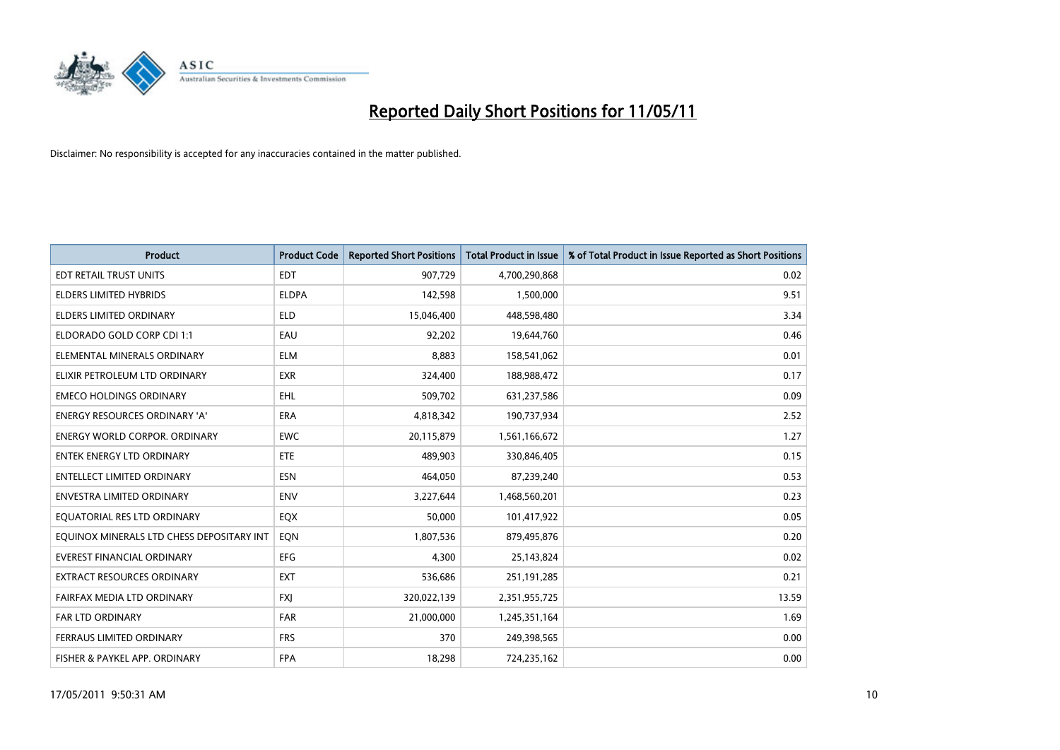# Reported Daily Short Positions for 11/05/11

Disclaimer: No responsibility is accepted for any inaccuracies contained in the matter published.

| Product | Product Code | Reported Short Positions | Total Product in Issue | % of Total Product in Issue Reported as Short Positions |
|---|---|---|---|---|
| EDT RETAIL TRUST UNITS | EDT | 907,729 | 4,700,290,868 | 0.02 |
| ELDERS LIMITED HYBRIDS | ELDPA | 142,598 | 1,500,000 | 9.51 |
| ELDERS LIMITED ORDINARY | ELD | 15,046,400 | 448,598,480 | 3.34 |
| ELDORADO GOLD CORP CDI 1:1 | EAU | 92,202 | 19,644,760 | 0.46 |
| ELEMENTAL MINERALS ORDINARY | ELM | 8,883 | 158,541,062 | 0.01 |
| ELIXIR PETROLEUM LTD ORDINARY | EXR | 324,400 | 188,988,472 | 0.17 |
| EMECO HOLDINGS ORDINARY | EHL | 509,702 | 631,237,586 | 0.09 |
| ENERGY RESOURCES ORDINARY 'A' | ERA | 4,818,342 | 190,737,934 | 2.52 |
| ENERGY WORLD CORPOR. ORDINARY | EWC | 20,115,879 | 1,561,166,672 | 1.27 |
| ENTEK ENERGY LTD ORDINARY | ETE | 489,903 | 330,846,405 | 0.15 |
| ENTELLECT LIMITED ORDINARY | ESN | 464,050 | 87,239,240 | 0.53 |
| ENVESTRA LIMITED ORDINARY | ENV | 3,227,644 | 1,468,560,201 | 0.23 |
| EQUATORIAL RES LTD ORDINARY | EQX | 50,000 | 101,417,922 | 0.05 |
| EQUINOX MINERALS LTD CHESS DEPOSITARY INT | EQN | 1,807,536 | 879,495,876 | 0.20 |
| EVEREST FINANCIAL ORDINARY | EFG | 4,300 | 25,143,824 | 0.02 |
| EXTRACT RESOURCES ORDINARY | EXT | 536,686 | 251,191,285 | 0.21 |
| FAIRFAX MEDIA LTD ORDINARY | FXJ | 320,022,139 | 2,351,955,725 | 13.59 |
| FAR LTD ORDINARY | FAR | 21,000,000 | 1,245,351,164 | 1.69 |
| FERRAUS LIMITED ORDINARY | FRS | 370 | 249,398,565 | 0.00 |
| FISHER & PAYKEL APP. ORDINARY | FPA | 18,298 | 724,235,162 | 0.00 |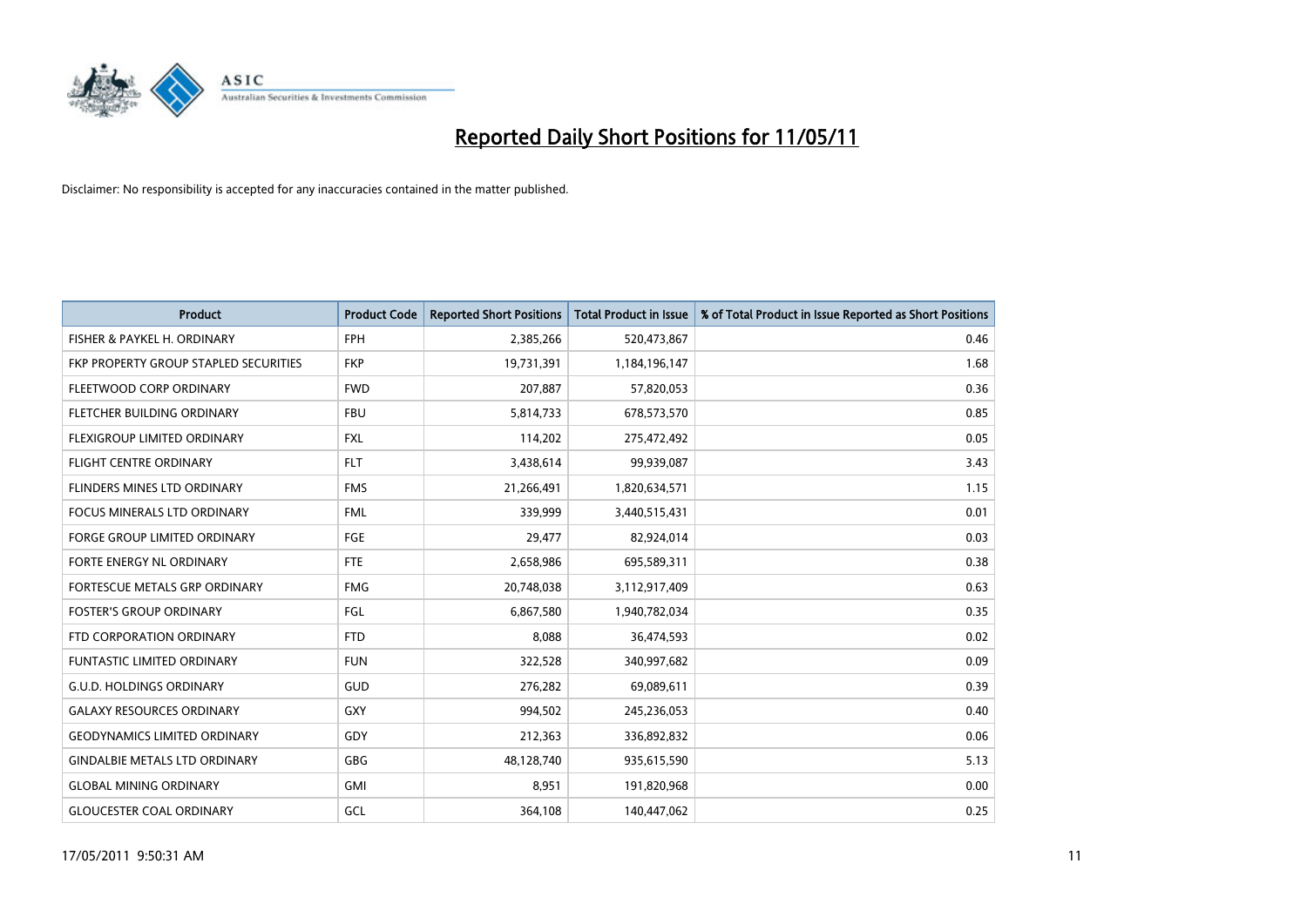# Reported Daily Short Positions for 11/05/11

Disclaimer: No responsibility is accepted for any inaccuracies contained in the matter published.

| Product | Product Code | Reported Short Positions | Total Product in Issue | % of Total Product in Issue Reported as Short Positions |
|---|---|---|---|---|
| FISHER & PAYKEL H. ORDINARY | FPH | 2,385,266 | 520,473,867 | 0.46 |
| FKP PROPERTY GROUP STAPLED SECURITIES | FKP | 19,731,391 | 1,184,196,147 | 1.68 |
| FLEETWOOD CORP ORDINARY | FWD | 207,887 | 57,820,053 | 0.36 |
| FLETCHER BUILDING ORDINARY | FBU | 5,814,733 | 678,573,570 | 0.85 |
| FLEXIGROUP LIMITED ORDINARY | FXL | 114,202 | 275,472,492 | 0.05 |
| FLIGHT CENTRE ORDINARY | FLT | 3,438,614 | 99,939,087 | 3.43 |
| FLINDERS MINES LTD ORDINARY | FMS | 21,266,491 | 1,820,634,571 | 1.15 |
| FOCUS MINERALS LTD ORDINARY | FML | 339,999 | 3,440,515,431 | 0.01 |
| FORGE GROUP LIMITED ORDINARY | FGE | 29,477 | 82,924,014 | 0.03 |
| FORTE ENERGY NL ORDINARY | FTE | 2,658,986 | 695,589,311 | 0.38 |
| FORTESCUE METALS GRP ORDINARY | FMG | 20,748,038 | 3,112,917,409 | 0.63 |
| FOSTER'S GROUP ORDINARY | FGL | 6,867,580 | 1,940,782,034 | 0.35 |
| FTD CORPORATION ORDINARY | FTD | 8,088 | 36,474,593 | 0.02 |
| FUNTASTIC LIMITED ORDINARY | FUN | 322,528 | 340,997,682 | 0.09 |
| G.U.D. HOLDINGS ORDINARY | GUD | 276,282 | 69,089,611 | 0.39 |
| GALAXY RESOURCES ORDINARY | GXY | 994,502 | 245,236,053 | 0.40 |
| GEODYNAMICS LIMITED ORDINARY | GDY | 212,363 | 336,892,832 | 0.06 |
| GINDALBIE METALS LTD ORDINARY | GBG | 48,128,740 | 935,615,590 | 5.13 |
| GLOBAL MINING ORDINARY | GMI | 8,951 | 191,820,968 | 0.00 |
| GLOUCESTER COAL ORDINARY | GCL | 364,108 | 140,447,062 | 0.25 |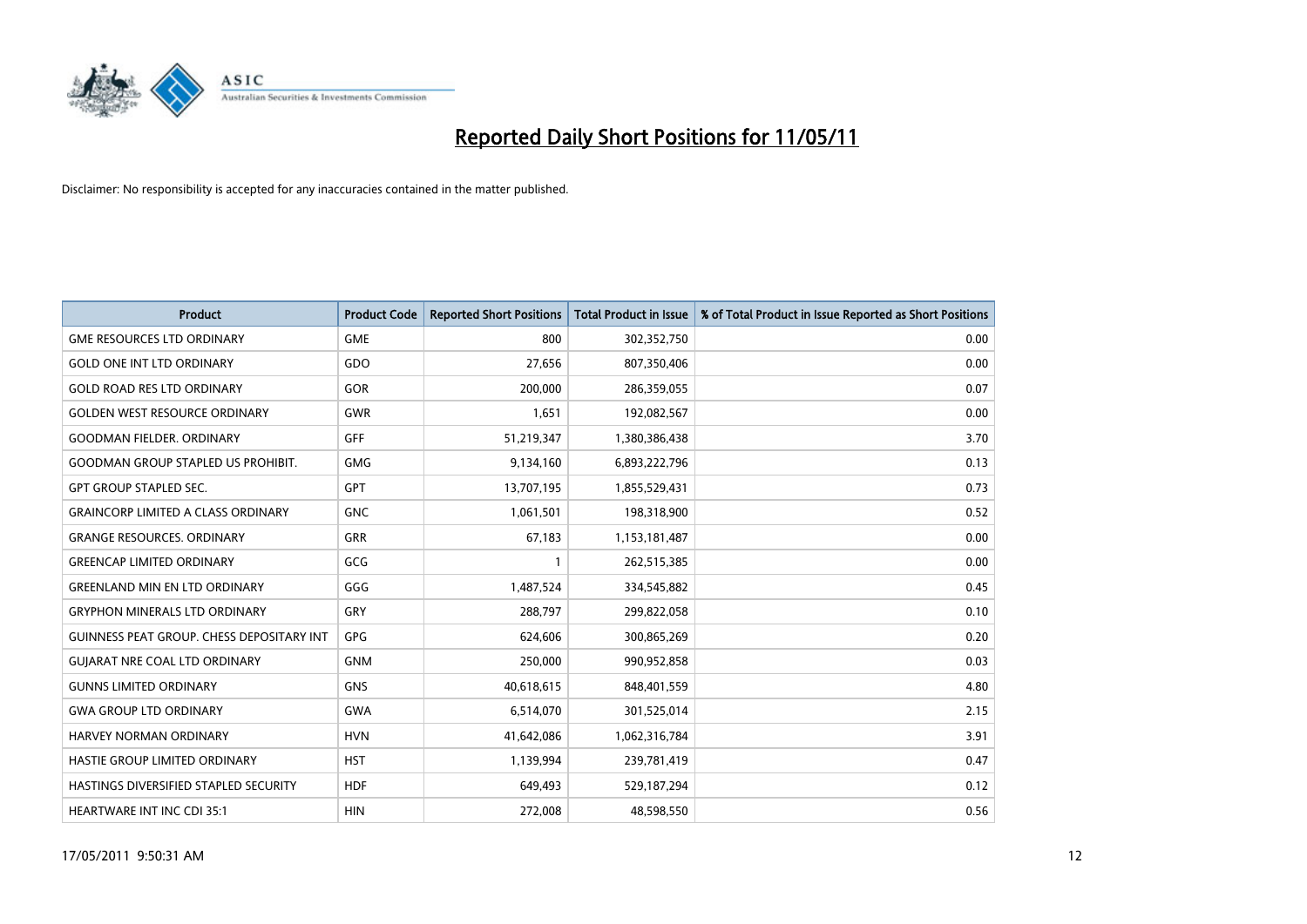# Reported Daily Short Positions for 11/05/11

Disclaimer: No responsibility is accepted for any inaccuracies contained in the matter published.

| Product | Product Code | Reported Short Positions | Total Product in Issue | % of Total Product in Issue Reported as Short Positions |
|---|---|---|---|---|
| GME RESOURCES LTD ORDINARY | GME | 800 | 302,352,750 | 0.00 |
| GOLD ONE INT LTD ORDINARY | GDO | 27,656 | 807,350,406 | 0.00 |
| GOLD ROAD RES LTD ORDINARY | GOR | 200,000 | 286,359,055 | 0.07 |
| GOLDEN WEST RESOURCE ORDINARY | GWR | 1,651 | 192,082,567 | 0.00 |
| GOODMAN FIELDER. ORDINARY | GFF | 51,219,347 | 1,380,386,438 | 3.70 |
| GOODMAN GROUP STAPLED US PROHIBIT. | GMG | 9,134,160 | 6,893,222,796 | 0.13 |
| GPT GROUP STAPLED SEC. | GPT | 13,707,195 | 1,855,529,431 | 0.73 |
| GRAINCORP LIMITED A CLASS ORDINARY | GNC | 1,061,501 | 198,318,900 | 0.52 |
| GRANGE RESOURCES. ORDINARY | GRR | 67,183 | 1,153,181,487 | 0.00 |
| GREENCAP LIMITED ORDINARY | GCG | 1 | 262,515,385 | 0.00 |
| GREENLAND MIN EN LTD ORDINARY | GGG | 1,487,524 | 334,545,882 | 0.45 |
| GRYPHON MINERALS LTD ORDINARY | GRY | 288,797 | 299,822,058 | 0.10 |
| GUINNESS PEAT GROUP. CHESS DEPOSITARY INT | GPG | 624,606 | 300,865,269 | 0.20 |
| GUJARAT NRE COAL LTD ORDINARY | GNM | 250,000 | 990,952,858 | 0.03 |
| GUNNS LIMITED ORDINARY | GNS | 40,618,615 | 848,401,559 | 4.80 |
| GWA GROUP LTD ORDINARY | GWA | 6,514,070 | 301,525,014 | 2.15 |
| HARVEY NORMAN ORDINARY | HVN | 41,642,086 | 1,062,316,784 | 3.91 |
| HASTIE GROUP LIMITED ORDINARY | HST | 1,139,994 | 239,781,419 | 0.47 |
| HASTINGS DIVERSIFIED STAPLED SECURITY | HDF | 649,493 | 529,187,294 | 0.12 |
| HEARTWARE INT INC CDI 35:1 | HIN | 272,008 | 48,598,550 | 0.56 |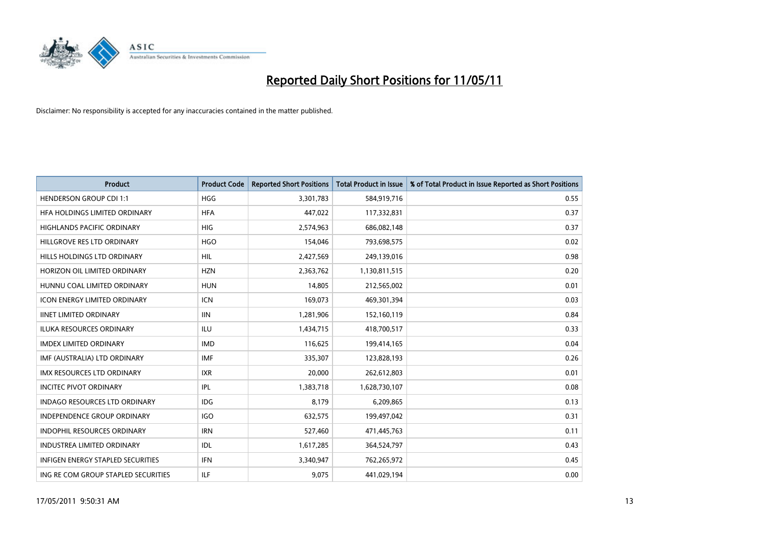# Reported Daily Short Positions for 11/05/11

Disclaimer: No responsibility is accepted for any inaccuracies contained in the matter published.

| Product | Product Code | Reported Short Positions | Total Product in Issue | % of Total Product in Issue Reported as Short Positions |
|---|---|---|---|---|
| HENDERSON GROUP CDI 1:1 | HGG | 3,301,783 | 584,919,716 | 0.55 |
| HFA HOLDINGS LIMITED ORDINARY | HFA | 447,022 | 117,332,831 | 0.37 |
| HIGHLANDS PACIFIC ORDINARY | HIG | 2,574,963 | 686,082,148 | 0.37 |
| HILLGROVE RES LTD ORDINARY | HGO | 154,046 | 793,698,575 | 0.02 |
| HILLS HOLDINGS LTD ORDINARY | HIL | 2,427,569 | 249,139,016 | 0.98 |
| HORIZON OIL LIMITED ORDINARY | HZN | 2,363,762 | 1,130,811,515 | 0.20 |
| HUNNU COAL LIMITED ORDINARY | HUN | 14,805 | 212,565,002 | 0.01 |
| ICON ENERGY LIMITED ORDINARY | ICN | 169,073 | 469,301,394 | 0.03 |
| IINET LIMITED ORDINARY | IIN | 1,281,906 | 152,160,119 | 0.84 |
| ILUKA RESOURCES ORDINARY | ILU | 1,434,715 | 418,700,517 | 0.33 |
| IMDEX LIMITED ORDINARY | IMD | 116,625 | 199,414,165 | 0.04 |
| IMF (AUSTRALIA) LTD ORDINARY | IMF | 335,307 | 123,828,193 | 0.26 |
| IMX RESOURCES LTD ORDINARY | IXR | 20,000 | 262,612,803 | 0.01 |
| INCITEC PIVOT ORDINARY | IPL | 1,383,718 | 1,628,730,107 | 0.08 |
| INDAGO RESOURCES LTD ORDINARY | IDG | 8,179 | 6,209,865 | 0.13 |
| INDEPENDENCE GROUP ORDINARY | IGO | 632,575 | 199,497,042 | 0.31 |
| INDOPHIL RESOURCES ORDINARY | IRN | 527,460 | 471,445,763 | 0.11 |
| INDUSTREA LIMITED ORDINARY | IDL | 1,617,285 | 364,524,797 | 0.43 |
| INFIGEN ENERGY STAPLED SECURITIES | IFN | 3,340,947 | 762,265,972 | 0.45 |
| ING RE COM GROUP STAPLED SECURITIES | ILF | 9,075 | 441,029,194 | 0.00 |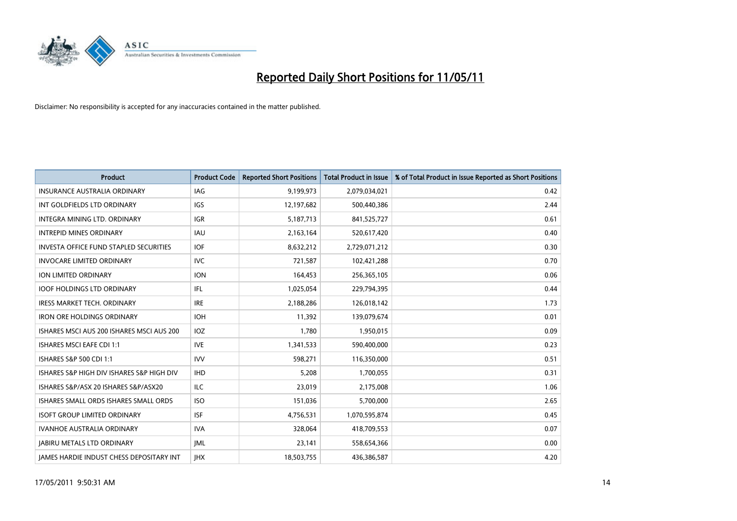# Reported Daily Short Positions for 11/05/11

Disclaimer: No responsibility is accepted for any inaccuracies contained in the matter published.

| Product | Product Code | Reported Short Positions | Total Product in Issue | % of Total Product in Issue Reported as Short Positions |
|---|---|---|---|---|
| INSURANCE AUSTRALIA ORDINARY | IAG | 9,199,973 | 2,079,034,021 | 0.42 |
| INT GOLDFIELDS LTD ORDINARY | IGS | 12,197,682 | 500,440,386 | 2.44 |
| INTEGRA MINING LTD. ORDINARY | IGR | 5,187,713 | 841,525,727 | 0.61 |
| INTREPID MINES ORDINARY | IAU | 2,163,164 | 520,617,420 | 0.40 |
| INVESTA OFFICE FUND STAPLED SECURITIES | IOF | 8,632,212 | 2,729,071,212 | 0.30 |
| INVOCARE LIMITED ORDINARY | IVC | 721,587 | 102,421,288 | 0.70 |
| ION LIMITED ORDINARY | ION | 164,453 | 256,365,105 | 0.06 |
| IOOF HOLDINGS LTD ORDINARY | IFL | 1,025,054 | 229,794,395 | 0.44 |
| IRESS MARKET TECH. ORDINARY | IRE | 2,188,286 | 126,018,142 | 1.73 |
| IRON ORE HOLDINGS ORDINARY | IOH | 11,392 | 139,079,674 | 0.01 |
| ISHARES MSCI AUS 200 ISHARES MSCI AUS 200 | IOZ | 1,780 | 1,950,015 | 0.09 |
| ISHARES MSCI EAFE CDI 1:1 | IVE | 1,341,533 | 590,400,000 | 0.23 |
| ISHARES S&P 500 CDI 1:1 | IVV | 598,271 | 116,350,000 | 0.51 |
| ISHARES S&P HIGH DIV ISHARES S&P HIGH DIV | IHD | 5,208 | 1,700,055 | 0.31 |
| ISHARES S&P/ASX 20 ISHARES S&P/ASX20 | ILC | 23,019 | 2,175,008 | 1.06 |
| ISHARES SMALL ORDS ISHARES SMALL ORDS | ISO | 151,036 | 5,700,000 | 2.65 |
| ISOFT GROUP LIMITED ORDINARY | ISF | 4,756,531 | 1,070,595,874 | 0.45 |
| IVANHOE AUSTRALIA ORDINARY | IVA | 328,064 | 418,709,553 | 0.07 |
| JABIRU METALS LTD ORDINARY | JML | 23,141 | 558,654,366 | 0.00 |
| JAMES HARDIE INDUST CHESS DEPOSITARY INT | JHX | 18,503,755 | 436,386,587 | 4.20 |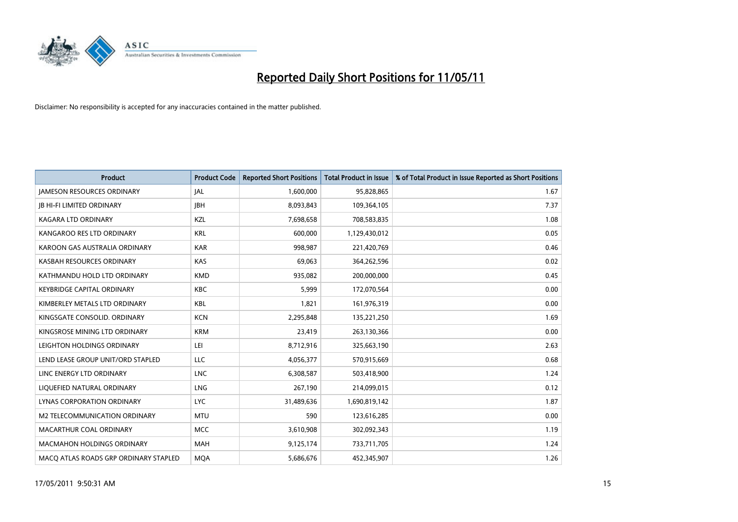# Reported Daily Short Positions for 11/05/11

Disclaimer: No responsibility is accepted for any inaccuracies contained in the matter published.

| Product | Product Code | Reported Short Positions | Total Product in Issue | % of Total Product in Issue Reported as Short Positions |
|---|---|---|---|---|
| JAMESON RESOURCES ORDINARY | JAL | 1,600,000 | 95,828,865 | 1.67 |
| JB HI-FI LIMITED ORDINARY | JBH | 8,093,843 | 109,364,105 | 7.37 |
| KAGARA LTD ORDINARY | KZL | 7,698,658 | 708,583,835 | 1.08 |
| KANGAROO RES LTD ORDINARY | KRL | 600,000 | 1,129,430,012 | 0.05 |
| KAROON GAS AUSTRALIA ORDINARY | KAR | 998,987 | 221,420,769 | 0.46 |
| KASBAH RESOURCES ORDINARY | KAS | 69,063 | 364,262,596 | 0.02 |
| KATHMANDU HOLD LTD ORDINARY | KMD | 935,082 | 200,000,000 | 0.45 |
| KEYBRIDGE CAPITAL ORDINARY | KBC | 5,999 | 172,070,564 | 0.00 |
| KIMBERLEY METALS LTD ORDINARY | KBL | 1,821 | 161,976,319 | 0.00 |
| KINGSGATE CONSOLID. ORDINARY | KCN | 2,295,848 | 135,221,250 | 1.69 |
| KINGSROSE MINING LTD ORDINARY | KRM | 23,419 | 263,130,366 | 0.00 |
| LEIGHTON HOLDINGS ORDINARY | LEI | 8,712,916 | 325,663,190 | 2.63 |
| LEND LEASE GROUP UNIT/ORD STAPLED | LLC | 4,056,377 | 570,915,669 | 0.68 |
| LINC ENERGY LTD ORDINARY | LNC | 6,308,587 | 503,418,900 | 1.24 |
| LIQUEFIED NATURAL ORDINARY | LNG | 267,190 | 214,099,015 | 0.12 |
| LYNAS CORPORATION ORDINARY | LYC | 31,489,636 | 1,690,819,142 | 1.87 |
| M2 TELECOMMUNICATION ORDINARY | MTU | 590 | 123,616,285 | 0.00 |
| MACARTHUR COAL ORDINARY | MCC | 3,610,908 | 302,092,343 | 1.19 |
| MACMAHON HOLDINGS ORDINARY | MAH | 9,125,174 | 733,711,705 | 1.24 |
| MACQ ATLAS ROADS GRP ORDINARY STAPLED | MQA | 5,686,676 | 452,345,907 | 1.26 |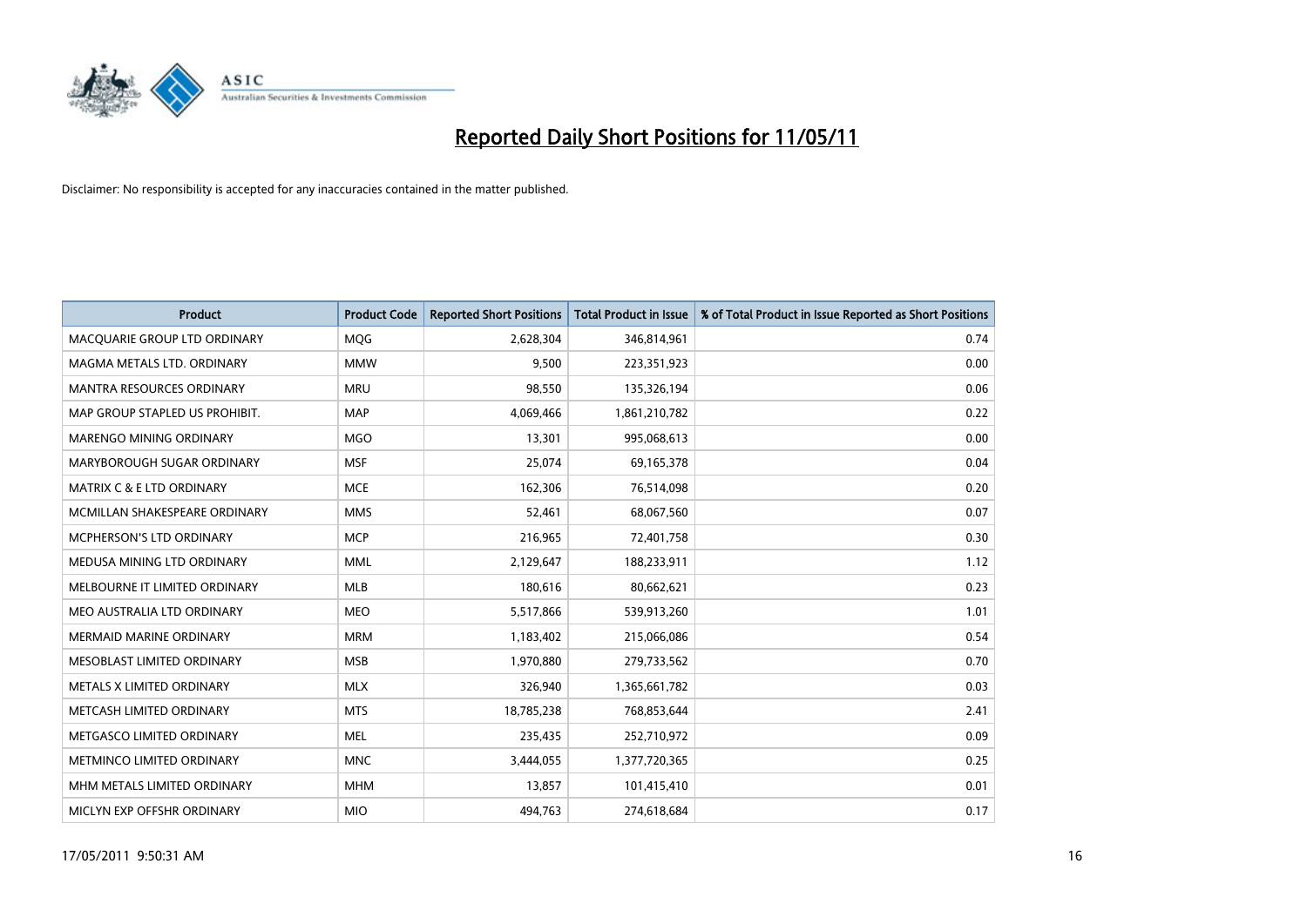# Reported Daily Short Positions for 11/05/11

Disclaimer: No responsibility is accepted for any inaccuracies contained in the matter published.

| Product | Product Code | Reported Short Positions | Total Product in Issue | % of Total Product in Issue Reported as Short Positions |
|---|---|---|---|---|
| MACQUARIE GROUP LTD ORDINARY | MQG | 2,628,304 | 346,814,961 | 0.74 |
| MAGMA METALS LTD. ORDINARY | MMW | 9,500 | 223,351,923 | 0.00 |
| MANTRA RESOURCES ORDINARY | MRU | 98,550 | 135,326,194 | 0.06 |
| MAP GROUP STAPLED US PROHIBIT. | MAP | 4,069,466 | 1,861,210,782 | 0.22 |
| MARENGO MINING ORDINARY | MGO | 13,301 | 995,068,613 | 0.00 |
| MARYBOROUGH SUGAR ORDINARY | MSF | 25,074 | 69,165,378 | 0.04 |
| MATRIX C & E LTD ORDINARY | MCE | 162,306 | 76,514,098 | 0.20 |
| MCMILLAN SHAKESPEARE ORDINARY | MMS | 52,461 | 68,067,560 | 0.07 |
| MCPHERSON'S LTD ORDINARY | MCP | 216,965 | 72,401,758 | 0.30 |
| MEDUSA MINING LTD ORDINARY | MML | 2,129,647 | 188,233,911 | 1.12 |
| MELBOURNE IT LIMITED ORDINARY | MLB | 180,616 | 80,662,621 | 0.23 |
| MEO AUSTRALIA LTD ORDINARY | MEO | 5,517,866 | 539,913,260 | 1.01 |
| MERMAID MARINE ORDINARY | MRM | 1,183,402 | 215,066,086 | 0.54 |
| MESOBLAST LIMITED ORDINARY | MSB | 1,970,880 | 279,733,562 | 0.70 |
| METALS X LIMITED ORDINARY | MLX | 326,940 | 1,365,661,782 | 0.03 |
| METCASH LIMITED ORDINARY | MTS | 18,785,238 | 768,853,644 | 2.41 |
| METGASCO LIMITED ORDINARY | MEL | 235,435 | 252,710,972 | 0.09 |
| METMINCO LIMITED ORDINARY | MNC | 3,444,055 | 1,377,720,365 | 0.25 |
| MHM METALS LIMITED ORDINARY | MHM | 13,857 | 101,415,410 | 0.01 |
| MICLYN EXP OFFSHR ORDINARY | MIO | 494,763 | 274,618,684 | 0.17 |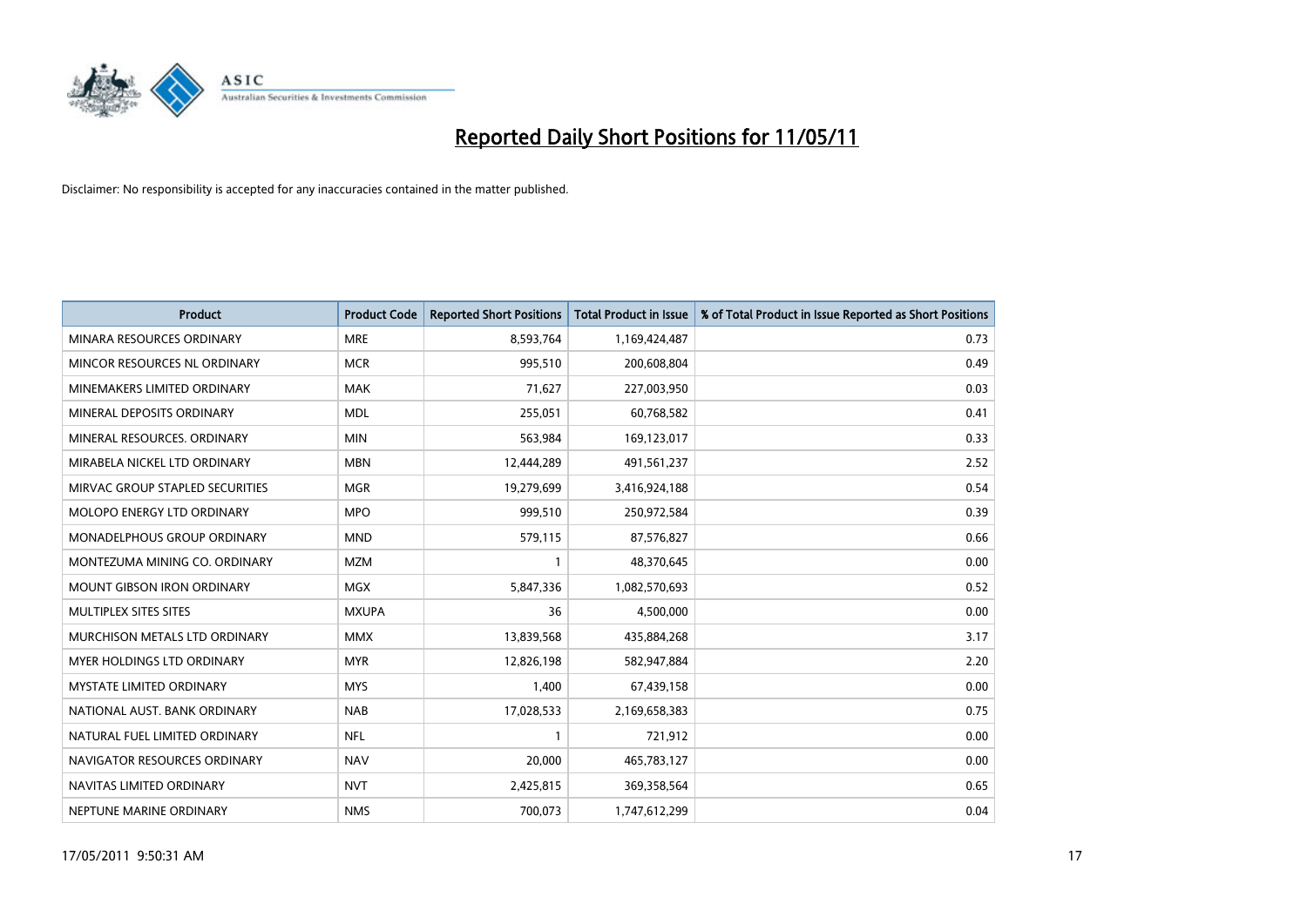# Reported Daily Short Positions for 11/05/11

Disclaimer: No responsibility is accepted for any inaccuracies contained in the matter published.

| Product | Product Code | Reported Short Positions | Total Product in Issue | % of Total Product in Issue Reported as Short Positions |
|---|---|---|---|---|
| MINARA RESOURCES ORDINARY | MRE | 8,593,764 | 1,169,424,487 | 0.73 |
| MINCOR RESOURCES NL ORDINARY | MCR | 995,510 | 200,608,804 | 0.49 |
| MINEMAKERS LIMITED ORDINARY | MAK | 71,627 | 227,003,950 | 0.03 |
| MINERAL DEPOSITS ORDINARY | MDL | 255,051 | 60,768,582 | 0.41 |
| MINERAL RESOURCES. ORDINARY | MIN | 563,984 | 169,123,017 | 0.33 |
| MIRABELA NICKEL LTD ORDINARY | MBN | 12,444,289 | 491,561,237 | 2.52 |
| MIRVAC GROUP STAPLED SECURITIES | MGR | 19,279,699 | 3,416,924,188 | 0.54 |
| MOLOPO ENERGY LTD ORDINARY | MPO | 999,510 | 250,972,584 | 0.39 |
| MONADELPHOUS GROUP ORDINARY | MND | 579,115 | 87,576,827 | 0.66 |
| MONTEZUMA MINING CO. ORDINARY | MZM | 1 | 48,370,645 | 0.00 |
| MOUNT GIBSON IRON ORDINARY | MGX | 5,847,336 | 1,082,570,693 | 0.52 |
| MULTIPLEX SITES SITES | MXUPA | 36 | 4,500,000 | 0.00 |
| MURCHISON METALS LTD ORDINARY | MMX | 13,839,568 | 435,884,268 | 3.17 |
| MYER HOLDINGS LTD ORDINARY | MYR | 12,826,198 | 582,947,884 | 2.20 |
| MYSTATE LIMITED ORDINARY | MYS | 1,400 | 67,439,158 | 0.00 |
| NATIONAL AUST. BANK ORDINARY | NAB | 17,028,533 | 2,169,658,383 | 0.75 |
| NATURAL FUEL LIMITED ORDINARY | NFL | 1 | 721,912 | 0.00 |
| NAVIGATOR RESOURCES ORDINARY | NAV | 20,000 | 465,783,127 | 0.00 |
| NAVITAS LIMITED ORDINARY | NVT | 2,425,815 | 369,358,564 | 0.65 |
| NEPTUNE MARINE ORDINARY | NMS | 700,073 | 1,747,612,299 | 0.04 |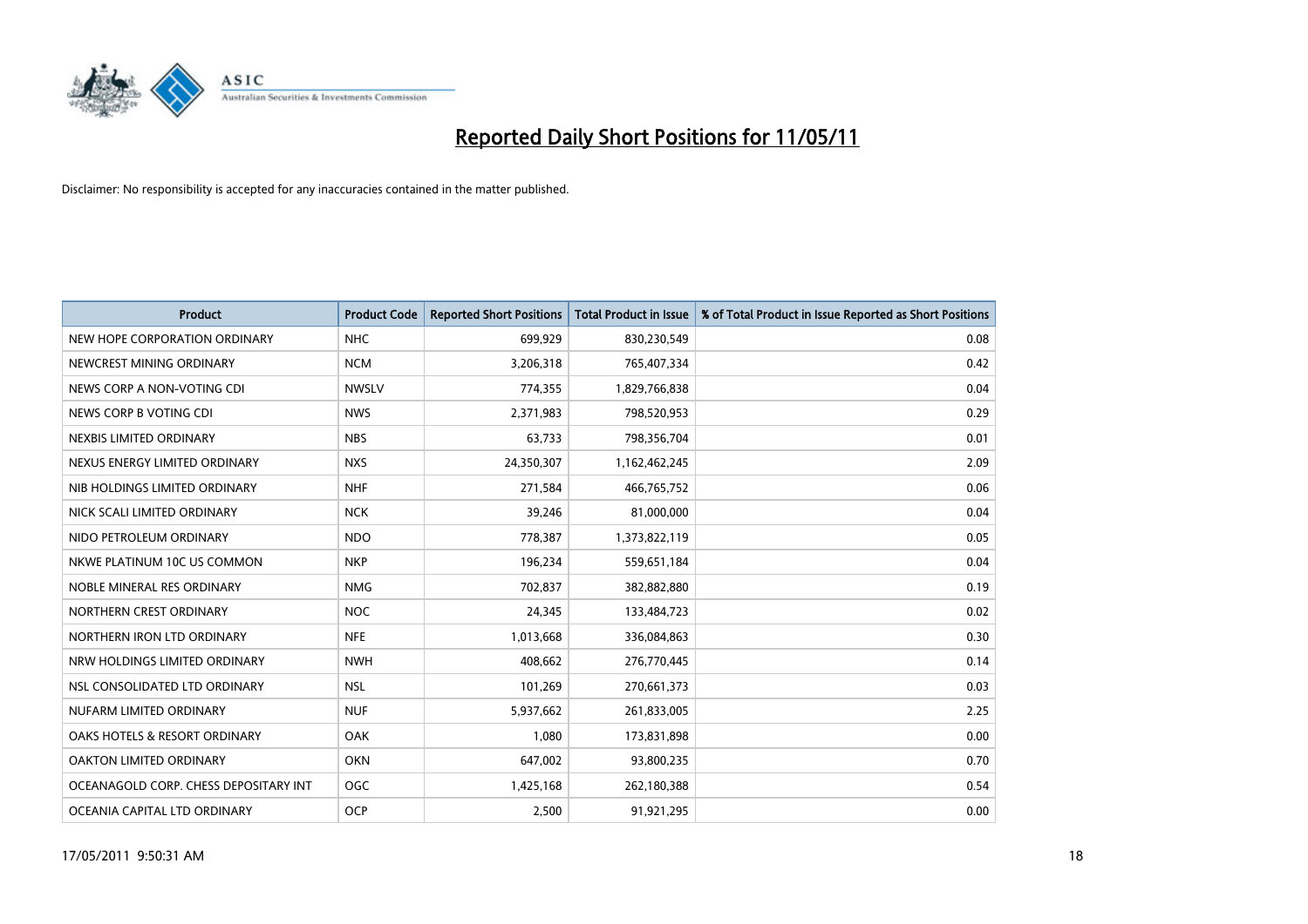# Reported Daily Short Positions for 11/05/11

Disclaimer: No responsibility is accepted for any inaccuracies contained in the matter published.

| Product | Product Code | Reported Short Positions | Total Product in Issue | % of Total Product in Issue Reported as Short Positions |
|---|---|---|---|---|
| NEW HOPE CORPORATION ORDINARY | NHC | 699,929 | 830,230,549 | 0.08 |
| NEWCREST MINING ORDINARY | NCM | 3,206,318 | 765,407,334 | 0.42 |
| NEWS CORP A NON-VOTING CDI | NWSLV | 774,355 | 1,829,766,838 | 0.04 |
| NEWS CORP B VOTING CDI | NWS | 2,371,983 | 798,520,953 | 0.29 |
| NEXBIS LIMITED ORDINARY | NBS | 63,733 | 798,356,704 | 0.01 |
| NEXUS ENERGY LIMITED ORDINARY | NXS | 24,350,307 | 1,162,462,245 | 2.09 |
| NIB HOLDINGS LIMITED ORDINARY | NHF | 271,584 | 466,765,752 | 0.06 |
| NICK SCALI LIMITED ORDINARY | NCK | 39,246 | 81,000,000 | 0.04 |
| NIDO PETROLEUM ORDINARY | NDO | 778,387 | 1,373,822,119 | 0.05 |
| NKWE PLATINUM 10C US COMMON | NKP | 196,234 | 559,651,184 | 0.04 |
| NOBLE MINERAL RES ORDINARY | NMG | 702,837 | 382,882,880 | 0.19 |
| NORTHERN CREST ORDINARY | NOC | 24,345 | 133,484,723 | 0.02 |
| NORTHERN IRON LTD ORDINARY | NFE | 1,013,668 | 336,084,863 | 0.30 |
| NRW HOLDINGS LIMITED ORDINARY | NWH | 408,662 | 276,770,445 | 0.14 |
| NSL CONSOLIDATED LTD ORDINARY | NSL | 101,269 | 270,661,373 | 0.03 |
| NUFARM LIMITED ORDINARY | NUF | 5,937,662 | 261,833,005 | 2.25 |
| OAKS HOTELS & RESORT ORDINARY | OAK | 1,080 | 173,831,898 | 0.00 |
| OAKTON LIMITED ORDINARY | OKN | 647,002 | 93,800,235 | 0.70 |
| OCEANAGOLD CORP. CHESS DEPOSITARY INT | OGC | 1,425,168 | 262,180,388 | 0.54 |
| OCEANIA CAPITAL LTD ORDINARY | OCP | 2,500 | 91,921,295 | 0.00 |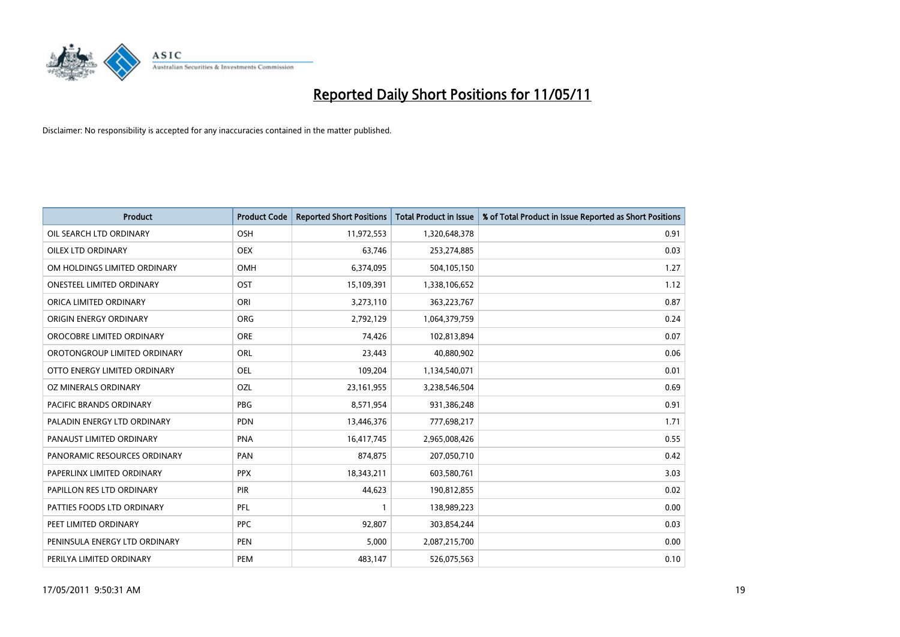# Reported Daily Short Positions for 11/05/11

Disclaimer: No responsibility is accepted for any inaccuracies contained in the matter published.

| Product | Product Code | Reported Short Positions | Total Product in Issue | % of Total Product in Issue Reported as Short Positions |
|---|---|---|---|---|
| OIL SEARCH LTD ORDINARY | OSH | 11,972,553 | 1,320,648,378 | 0.91 |
| OILEX LTD ORDINARY | OEX | 63,746 | 253,274,885 | 0.03 |
| OM HOLDINGS LIMITED ORDINARY | OMH | 6,374,095 | 504,105,150 | 1.27 |
| ONESTEEL LIMITED ORDINARY | OST | 15,109,391 | 1,338,106,652 | 1.12 |
| ORICA LIMITED ORDINARY | ORI | 3,273,110 | 363,223,767 | 0.87 |
| ORIGIN ENERGY ORDINARY | ORG | 2,792,129 | 1,064,379,759 | 0.24 |
| OROCOBRE LIMITED ORDINARY | ORE | 74,426 | 102,813,894 | 0.07 |
| OROTONGROUP LIMITED ORDINARY | ORL | 23,443 | 40,880,902 | 0.06 |
| OTTO ENERGY LIMITED ORDINARY | OEL | 109,204 | 1,134,540,071 | 0.01 |
| OZ MINERALS ORDINARY | OZL | 23,161,955 | 3,238,546,504 | 0.69 |
| PACIFIC BRANDS ORDINARY | PBG | 8,571,954 | 931,386,248 | 0.91 |
| PALADIN ENERGY LTD ORDINARY | PDN | 13,446,376 | 777,698,217 | 1.71 |
| PANAUST LIMITED ORDINARY | PNA | 16,417,745 | 2,965,008,426 | 0.55 |
| PANORAMIC RESOURCES ORDINARY | PAN | 874,875 | 207,050,710 | 0.42 |
| PAPERLINX LIMITED ORDINARY | PPX | 18,343,211 | 603,580,761 | 3.03 |
| PAPILLON RES LTD ORDINARY | PIR | 44,623 | 190,812,855 | 0.02 |
| PATTIES FOODS LTD ORDINARY | PFL | 1 | 138,989,223 | 0.00 |
| PEET LIMITED ORDINARY | PPC | 92,807 | 303,854,244 | 0.03 |
| PENINSULA ENERGY LTD ORDINARY | PEN | 5,000 | 2,087,215,700 | 0.00 |
| PERILYA LIMITED ORDINARY | PEM | 483,147 | 526,075,563 | 0.10 |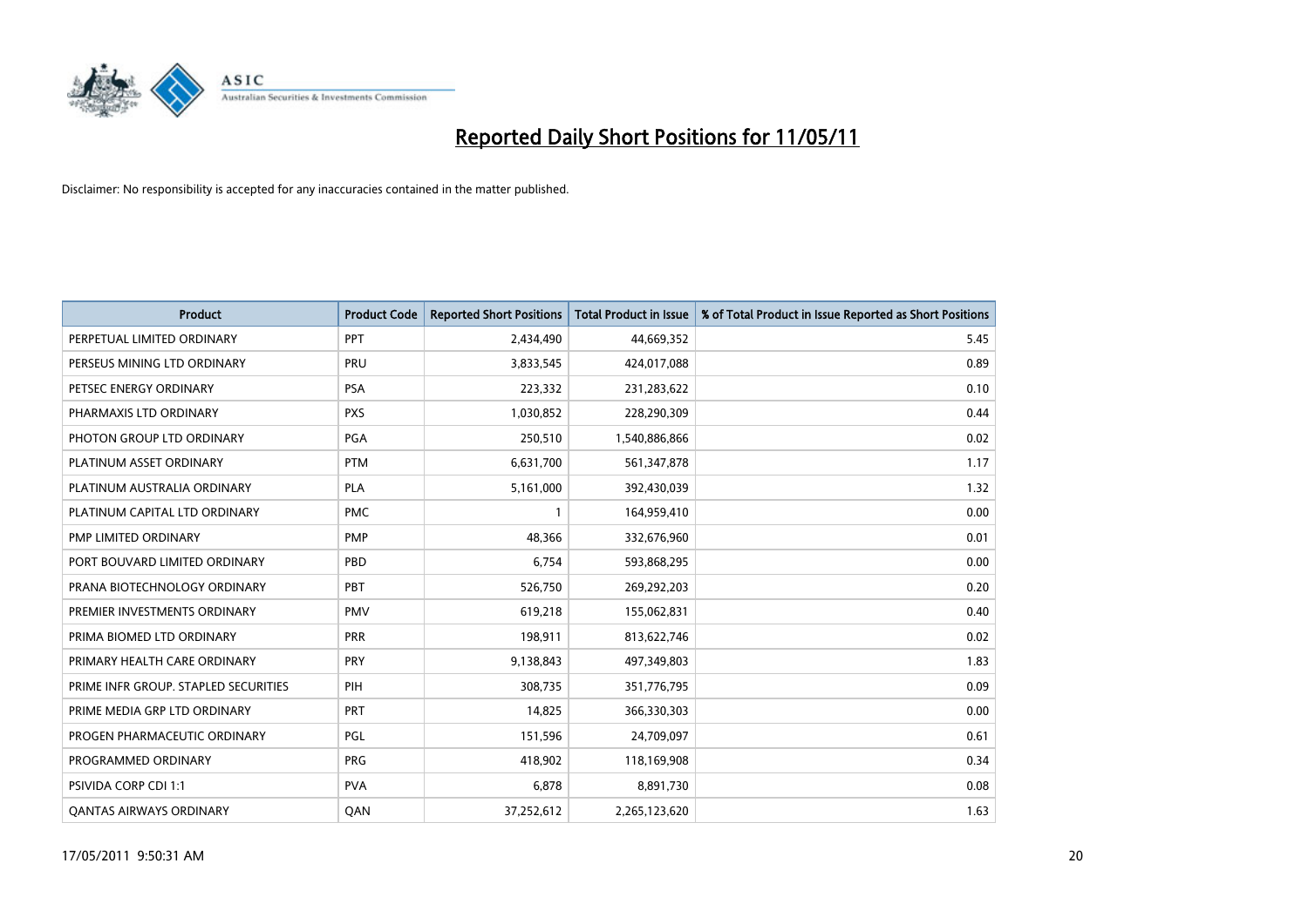# Reported Daily Short Positions for 11/05/11

Disclaimer: No responsibility is accepted for any inaccuracies contained in the matter published.

| Product | Product Code | Reported Short Positions | Total Product in Issue | % of Total Product in Issue Reported as Short Positions |
|---|---|---|---|---|
| PERPETUAL LIMITED ORDINARY | PPT | 2,434,490 | 44,669,352 | 5.45 |
| PERSEUS MINING LTD ORDINARY | PRU | 3,833,545 | 424,017,088 | 0.89 |
| PETSEC ENERGY ORDINARY | PSA | 223,332 | 231,283,622 | 0.10 |
| PHARMAXIS LTD ORDINARY | PXS | 1,030,852 | 228,290,309 | 0.44 |
| PHOTON GROUP LTD ORDINARY | PGA | 250,510 | 1,540,886,866 | 0.02 |
| PLATINUM ASSET ORDINARY | PTM | 6,631,700 | 561,347,878 | 1.17 |
| PLATINUM AUSTRALIA ORDINARY | PLA | 5,161,000 | 392,430,039 | 1.32 |
| PLATINUM CAPITAL LTD ORDINARY | PMC | 1 | 164,959,410 | 0.00 |
| PMP LIMITED ORDINARY | PMP | 48,366 | 332,676,960 | 0.01 |
| PORT BOUVARD LIMITED ORDINARY | PBD | 6,754 | 593,868,295 | 0.00 |
| PRANA BIOTECHNOLOGY ORDINARY | PBT | 526,750 | 269,292,203 | 0.20 |
| PREMIER INVESTMENTS ORDINARY | PMV | 619,218 | 155,062,831 | 0.40 |
| PRIMA BIOMED LTD ORDINARY | PRR | 198,911 | 813,622,746 | 0.02 |
| PRIMARY HEALTH CARE ORDINARY | PRY | 9,138,843 | 497,349,803 | 1.83 |
| PRIME INFR GROUP. STAPLED SECURITIES | PIH | 308,735 | 351,776,795 | 0.09 |
| PRIME MEDIA GRP LTD ORDINARY | PRT | 14,825 | 366,330,303 | 0.00 |
| PROGEN PHARMACEUTIC ORDINARY | PGL | 151,596 | 24,709,097 | 0.61 |
| PROGRAMMED ORDINARY | PRG | 418,902 | 118,169,908 | 0.34 |
| PSIVIDA CORP CDI 1:1 | PVA | 6,878 | 8,891,730 | 0.08 |
| QANTAS AIRWAYS ORDINARY | QAN | 37,252,612 | 2,265,123,620 | 1.63 |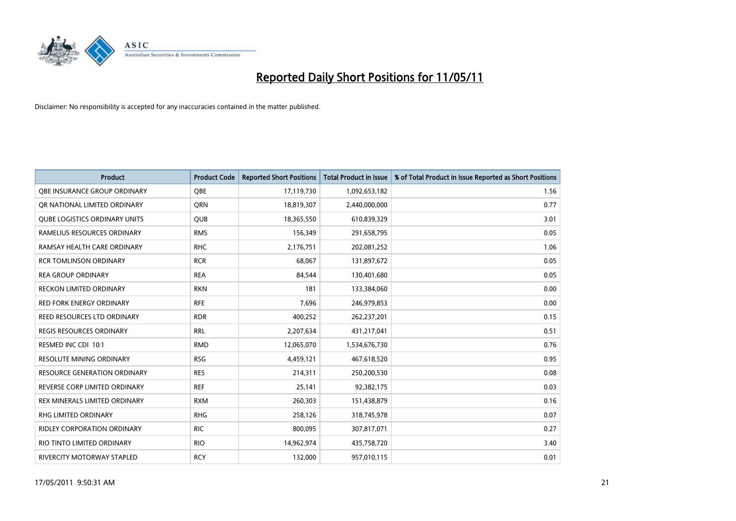# Reported Daily Short Positions for 11/05/11

Disclaimer: No responsibility is accepted for any inaccuracies contained in the matter published.

| Product | Product Code | Reported Short Positions | Total Product in Issue | % of Total Product in Issue Reported as Short Positions |
|---|---|---|---|---|
| QBE INSURANCE GROUP ORDINARY | QBE | 17,119,730 | 1,092,653,182 | 1.56 |
| QR NATIONAL LIMITED ORDINARY | QRN | 18,819,307 | 2,440,000,000 | 0.77 |
| QUBE LOGISTICS ORDINARY UNITS | QUB | 18,365,550 | 610,839,329 | 3.01 |
| RAMELIUS RESOURCES ORDINARY | RMS | 156,349 | 291,658,795 | 0.05 |
| RAMSAY HEALTH CARE ORDINARY | RHC | 2,176,751 | 202,081,252 | 1.06 |
| RCR TOMLINSON ORDINARY | RCR | 68,067 | 131,897,672 | 0.05 |
| REA GROUP ORDINARY | REA | 84,544 | 130,401,680 | 0.05 |
| RECKON LIMITED ORDINARY | RKN | 181 | 133,384,060 | 0.00 |
| RED FORK ENERGY ORDINARY | RFE | 7,696 | 246,979,853 | 0.00 |
| REED RESOURCES LTD ORDINARY | RDR | 400,252 | 262,237,201 | 0.15 |
| REGIS RESOURCES ORDINARY | RRL | 2,207,634 | 431,217,041 | 0.51 |
| RESMED INC CDI 10:1 | RMD | 12,065,070 | 1,534,676,730 | 0.76 |
| RESOLUTE MINING ORDINARY | RSG | 4,459,121 | 467,618,520 | 0.95 |
| RESOURCE GENERATION ORDINARY | RES | 214,311 | 250,200,530 | 0.08 |
| REVERSE CORP LIMITED ORDINARY | REF | 25,141 | 92,382,175 | 0.03 |
| REX MINERALS LIMITED ORDINARY | RXM | 260,303 | 151,438,879 | 0.16 |
| RHG LIMITED ORDINARY | RHG | 258,126 | 318,745,978 | 0.07 |
| RIDLEY CORPORATION ORDINARY | RIC | 800,095 | 307,817,071 | 0.27 |
| RIO TINTO LIMITED ORDINARY | RIO | 14,962,974 | 435,758,720 | 3.40 |
| RIVERCITY MOTORWAY STAPLED | RCY | 132,000 | 957,010,115 | 0.01 |

17/05/2011 9:50:31 AM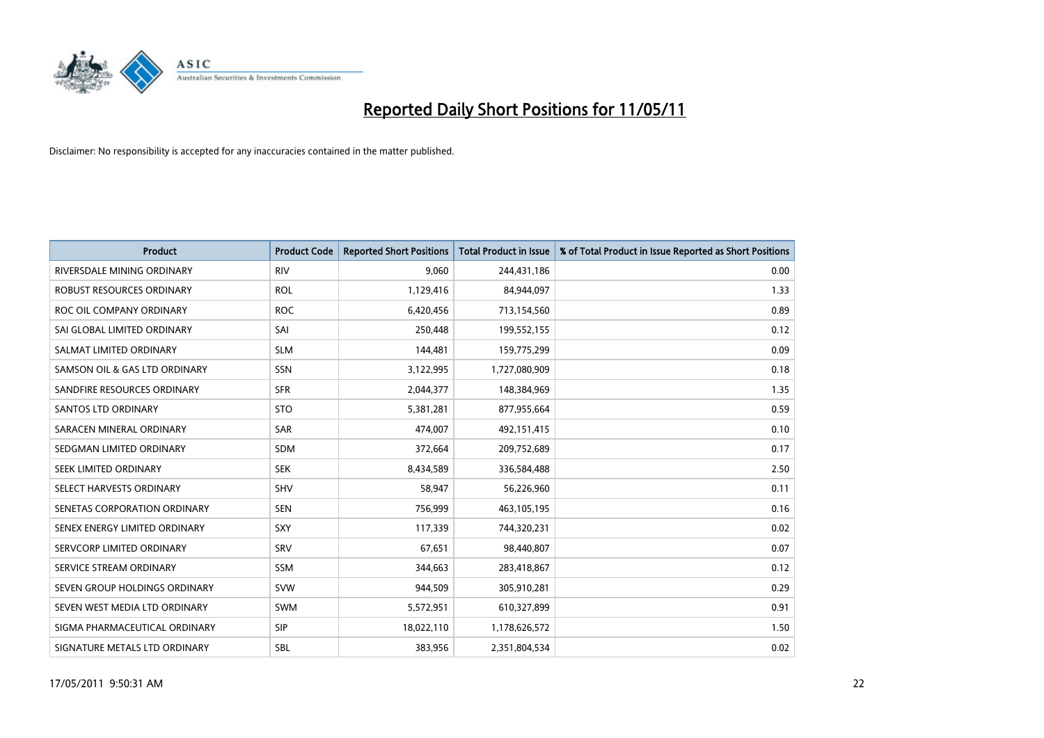# Reported Daily Short Positions for 11/05/11

Disclaimer: No responsibility is accepted for any inaccuracies contained in the matter published.

| Product | Product Code | Reported Short Positions | Total Product in Issue | % of Total Product in Issue Reported as Short Positions |
|---|---|---|---|---|
| RIVERSDALE MINING ORDINARY | RIV | 9,060 | 244,431,186 | 0.00 |
| ROBUST RESOURCES ORDINARY | ROL | 1,129,416 | 84,944,097 | 1.33 |
| ROC OIL COMPANY ORDINARY | ROC | 6,420,456 | 713,154,560 | 0.89 |
| SAI GLOBAL LIMITED ORDINARY | SAI | 250,448 | 199,552,155 | 0.12 |
| SALMAT LIMITED ORDINARY | SLM | 144,481 | 159,775,299 | 0.09 |
| SAMSON OIL & GAS LTD ORDINARY | SSN | 3,122,995 | 1,727,080,909 | 0.18 |
| SANDFIRE RESOURCES ORDINARY | SFR | 2,044,377 | 148,384,969 | 1.35 |
| SANTOS LTD ORDINARY | STO | 5,381,281 | 877,955,664 | 0.59 |
| SARACEN MINERAL ORDINARY | SAR | 474,007 | 492,151,415 | 0.10 |
| SEDGMAN LIMITED ORDINARY | SDM | 372,664 | 209,752,689 | 0.17 |
| SEEK LIMITED ORDINARY | SEK | 8,434,589 | 336,584,488 | 2.50 |
| SELECT HARVESTS ORDINARY | SHV | 58,947 | 56,226,960 | 0.11 |
| SENETAS CORPORATION ORDINARY | SEN | 756,999 | 463,105,195 | 0.16 |
| SENEX ENERGY LIMITED ORDINARY | SXY | 117,339 | 744,320,231 | 0.02 |
| SERVCORP LIMITED ORDINARY | SRV | 67,651 | 98,440,807 | 0.07 |
| SERVICE STREAM ORDINARY | SSM | 344,663 | 283,418,867 | 0.12 |
| SEVEN GROUP HOLDINGS ORDINARY | SVW | 944,509 | 305,910,281 | 0.29 |
| SEVEN WEST MEDIA LTD ORDINARY | SWM | 5,572,951 | 610,327,899 | 0.91 |
| SIGMA PHARMACEUTICAL ORDINARY | SIP | 18,022,110 | 1,178,626,572 | 1.50 |
| SIGNATURE METALS LTD ORDINARY | SBL | 383,956 | 2,351,804,534 | 0.02 |

17/05/2011 9:50:31 AM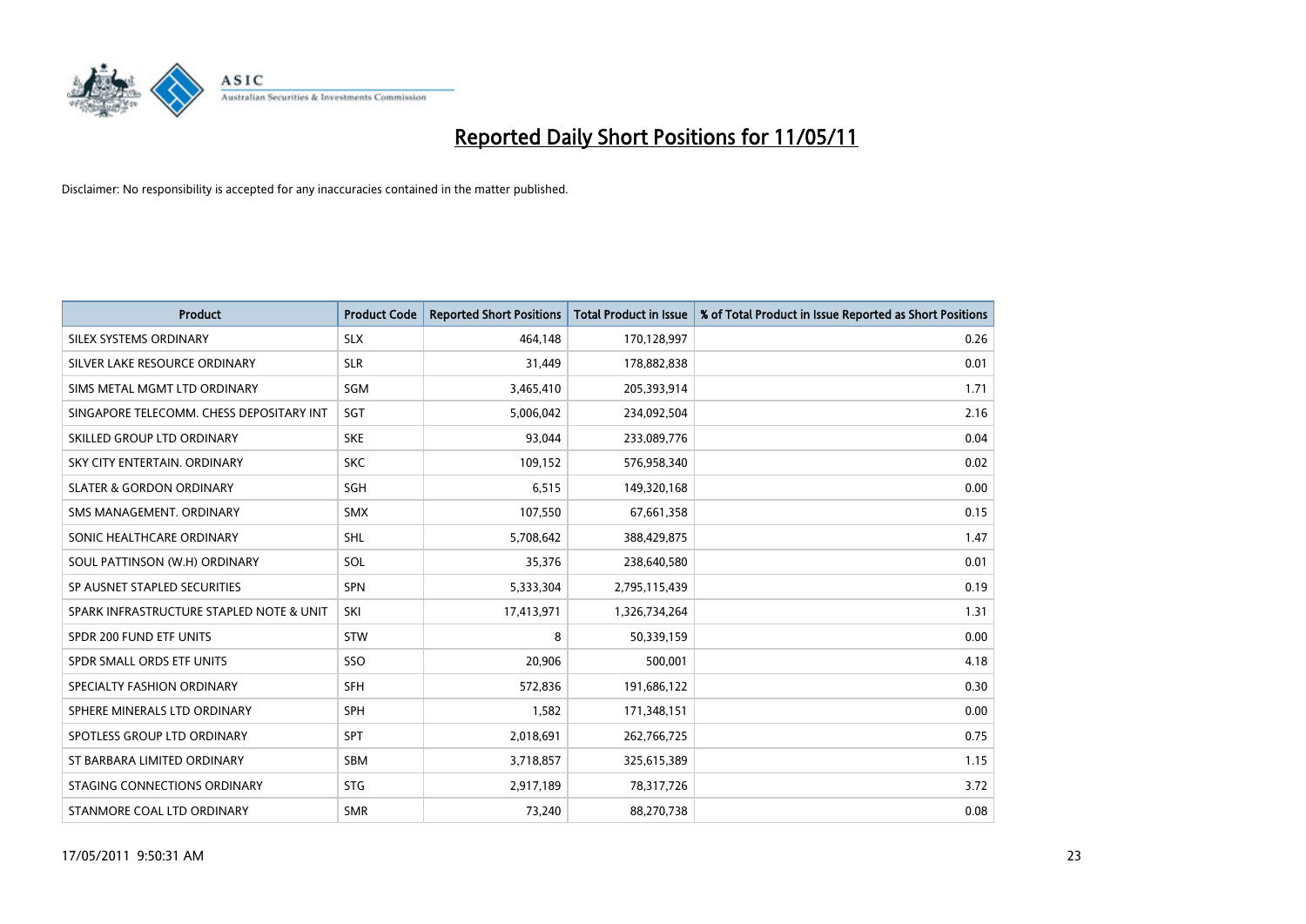# Reported Daily Short Positions for 11/05/11

Disclaimer: No responsibility is accepted for any inaccuracies contained in the matter published.

| Product | Product Code | Reported Short Positions | Total Product in Issue | % of Total Product in Issue Reported as Short Positions |
|---|---|---|---|---|
| SILEX SYSTEMS ORDINARY | SLX | 464,148 | 170,128,997 | 0.26 |
| SILVER LAKE RESOURCE ORDINARY | SLR | 31,449 | 178,882,838 | 0.01 |
| SIMS METAL MGMT LTD ORDINARY | SGM | 3,465,410 | 205,393,914 | 1.71 |
| SINGAPORE TELECOMM. CHESS DEPOSITARY INT | SGT | 5,006,042 | 234,092,504 | 2.16 |
| SKILLED GROUP LTD ORDINARY | SKE | 93,044 | 233,089,776 | 0.04 |
| SKY CITY ENTERTAIN. ORDINARY | SKC | 109,152 | 576,958,340 | 0.02 |
| SLATER & GORDON ORDINARY | SGH | 6,515 | 149,320,168 | 0.00 |
| SMS MANAGEMENT. ORDINARY | SMX | 107,550 | 67,661,358 | 0.15 |
| SONIC HEALTHCARE ORDINARY | SHL | 5,708,642 | 388,429,875 | 1.47 |
| SOUL PATTINSON (W.H) ORDINARY | SOL | 35,376 | 238,640,580 | 0.01 |
| SP AUSNET STAPLED SECURITIES | SPN | 5,333,304 | 2,795,115,439 | 0.19 |
| SPARK INFRASTRUCTURE STAPLED NOTE & UNIT | SKI | 17,413,971 | 1,326,734,264 | 1.31 |
| SPDR 200 FUND ETF UNITS | STW | 8 | 50,339,159 | 0.00 |
| SPDR SMALL ORDS ETF UNITS | SSO | 20,906 | 500,001 | 4.18 |
| SPECIALTY FASHION ORDINARY | SFH | 572,836 | 191,686,122 | 0.30 |
| SPHERE MINERALS LTD ORDINARY | SPH | 1,582 | 171,348,151 | 0.00 |
| SPOTLESS GROUP LTD ORDINARY | SPT | 2,018,691 | 262,766,725 | 0.75 |
| ST BARBARA LIMITED ORDINARY | SBM | 3,718,857 | 325,615,389 | 1.15 |
| STAGING CONNECTIONS ORDINARY | STG | 2,917,189 | 78,317,726 | 3.72 |
| STANMORE COAL LTD ORDINARY | SMR | 73,240 | 88,270,738 | 0.08 |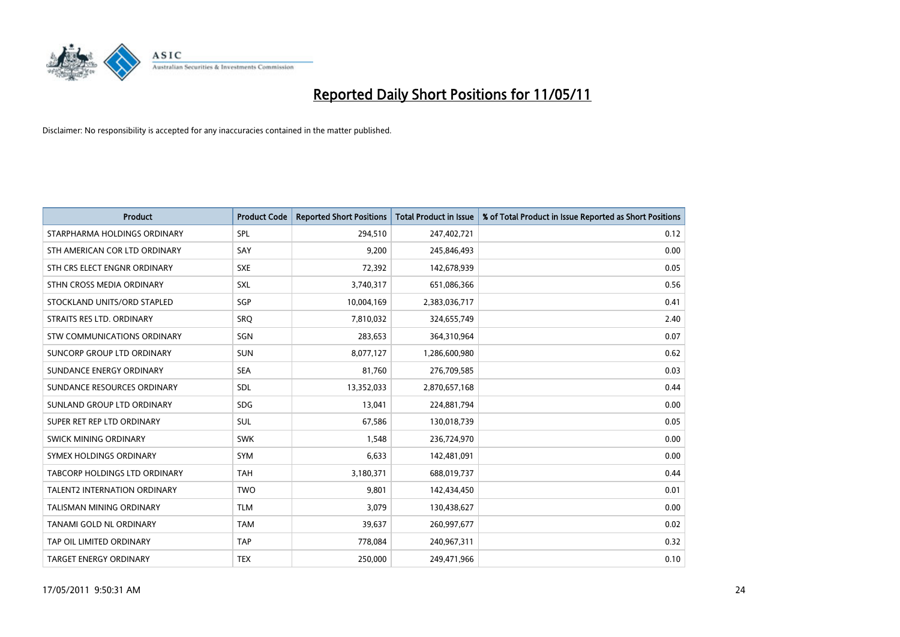# Reported Daily Short Positions for 11/05/11

Disclaimer: No responsibility is accepted for any inaccuracies contained in the matter published.

| Product | Product Code | Reported Short Positions | Total Product in Issue | % of Total Product in Issue Reported as Short Positions |
|---|---|---|---|---|
| STARPHARMA HOLDINGS ORDINARY | SPL | 294,510 | 247,402,721 | 0.12 |
| STH AMERICAN COR LTD ORDINARY | SAY | 9,200 | 245,846,493 | 0.00 |
| STH CRS ELECT ENGNR ORDINARY | SXE | 72,392 | 142,678,939 | 0.05 |
| STHN CROSS MEDIA ORDINARY | SXL | 3,740,317 | 651,086,366 | 0.56 |
| STOCKLAND UNITS/ORD STAPLED | SGP | 10,004,169 | 2,383,036,717 | 0.41 |
| STRAITS RES LTD. ORDINARY | SRQ | 7,810,032 | 324,655,749 | 2.40 |
| STW COMMUNICATIONS ORDINARY | SGN | 283,653 | 364,310,964 | 0.07 |
| SUNCORP GROUP LTD ORDINARY | SUN | 8,077,127 | 1,286,600,980 | 0.62 |
| SUNDANCE ENERGY ORDINARY | SEA | 81,760 | 276,709,585 | 0.03 |
| SUNDANCE RESOURCES ORDINARY | SDL | 13,352,033 | 2,870,657,168 | 0.44 |
| SUNLAND GROUP LTD ORDINARY | SDG | 13,041 | 224,881,794 | 0.00 |
| SUPER RET REP LTD ORDINARY | SUL | 67,586 | 130,018,739 | 0.05 |
| SWICK MINING ORDINARY | SWK | 1,548 | 236,724,970 | 0.00 |
| SYMEX HOLDINGS ORDINARY | SYM | 6,633 | 142,481,091 | 0.00 |
| TABCORP HOLDINGS LTD ORDINARY | TAH | 3,180,371 | 688,019,737 | 0.44 |
| TALENT2 INTERNATION ORDINARY | TWO | 9,801 | 142,434,450 | 0.01 |
| TALISMAN MINING ORDINARY | TLM | 3,079 | 130,438,627 | 0.00 |
| TANAMI GOLD NL ORDINARY | TAM | 39,637 | 260,997,677 | 0.02 |
| TAP OIL LIMITED ORDINARY | TAP | 778,084 | 240,967,311 | 0.32 |
| TARGET ENERGY ORDINARY | TEX | 250,000 | 249,471,966 | 0.10 |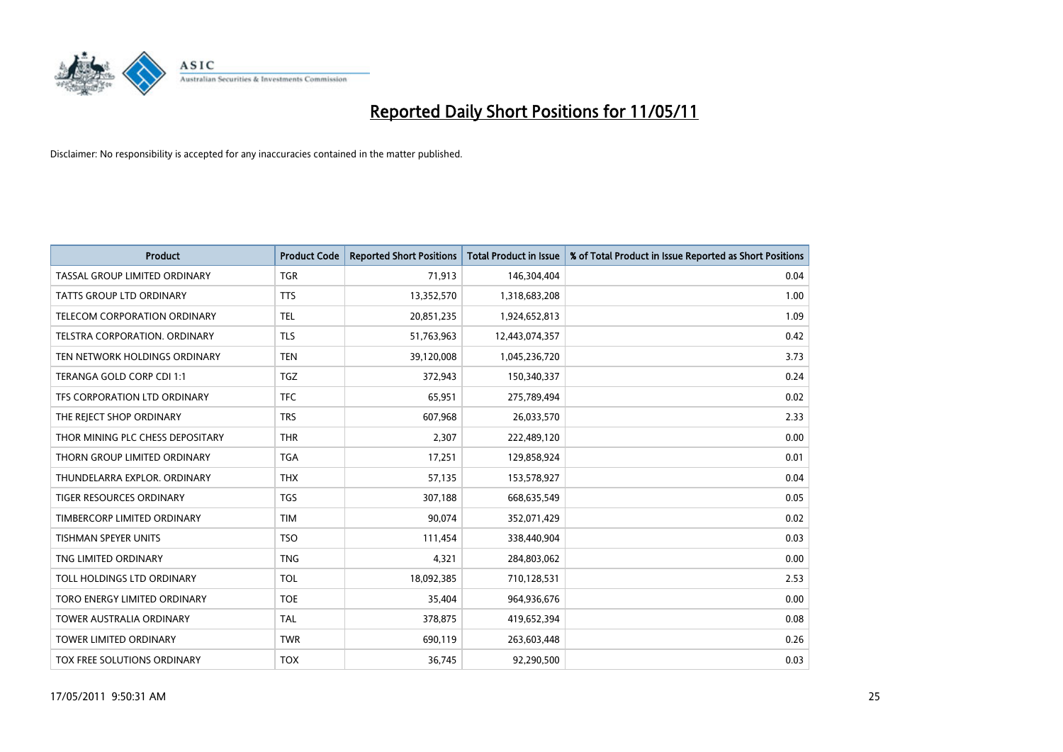# Reported Daily Short Positions for 11/05/11

Disclaimer: No responsibility is accepted for any inaccuracies contained in the matter published.

| Product | Product Code | Reported Short Positions | Total Product in Issue | % of Total Product in Issue Reported as Short Positions |
|---|---|---|---|---|
| TASSAL GROUP LIMITED ORDINARY | TGR | 71,913 | 146,304,404 | 0.04 |
| TATTS GROUP LTD ORDINARY | TTS | 13,352,570 | 1,318,683,208 | 1.00 |
| TELECOM CORPORATION ORDINARY | TEL | 20,851,235 | 1,924,652,813 | 1.09 |
| TELSTRA CORPORATION. ORDINARY | TLS | 51,763,963 | 12,443,074,357 | 0.42 |
| TEN NETWORK HOLDINGS ORDINARY | TEN | 39,120,008 | 1,045,236,720 | 3.73 |
| TERANGA GOLD CORP CDI 1:1 | TGZ | 372,943 | 150,340,337 | 0.24 |
| TFS CORPORATION LTD ORDINARY | TFC | 65,951 | 275,789,494 | 0.02 |
| THE REJECT SHOP ORDINARY | TRS | 607,968 | 26,033,570 | 2.33 |
| THOR MINING PLC CHESS DEPOSITARY | THR | 2,307 | 222,489,120 | 0.00 |
| THORN GROUP LIMITED ORDINARY | TGA | 17,251 | 129,858,924 | 0.01 |
| THUNDELARRA EXPLOR. ORDINARY | THX | 57,135 | 153,578,927 | 0.04 |
| TIGER RESOURCES ORDINARY | TGS | 307,188 | 668,635,549 | 0.05 |
| TIMBERCORP LIMITED ORDINARY | TIM | 90,074 | 352,071,429 | 0.02 |
| TISHMAN SPEYER UNITS | TSO | 111,454 | 338,440,904 | 0.03 |
| TNG LIMITED ORDINARY | TNG | 4,321 | 284,803,062 | 0.00 |
| TOLL HOLDINGS LTD ORDINARY | TOL | 18,092,385 | 710,128,531 | 2.53 |
| TORO ENERGY LIMITED ORDINARY | TOE | 35,404 | 964,936,676 | 0.00 |
| TOWER AUSTRALIA ORDINARY | TAL | 378,875 | 419,652,394 | 0.08 |
| TOWER LIMITED ORDINARY | TWR | 690,119 | 263,603,448 | 0.26 |
| TOX FREE SOLUTIONS ORDINARY | TOX | 36,745 | 92,290,500 | 0.03 |

17/05/2011 9:50:31 AM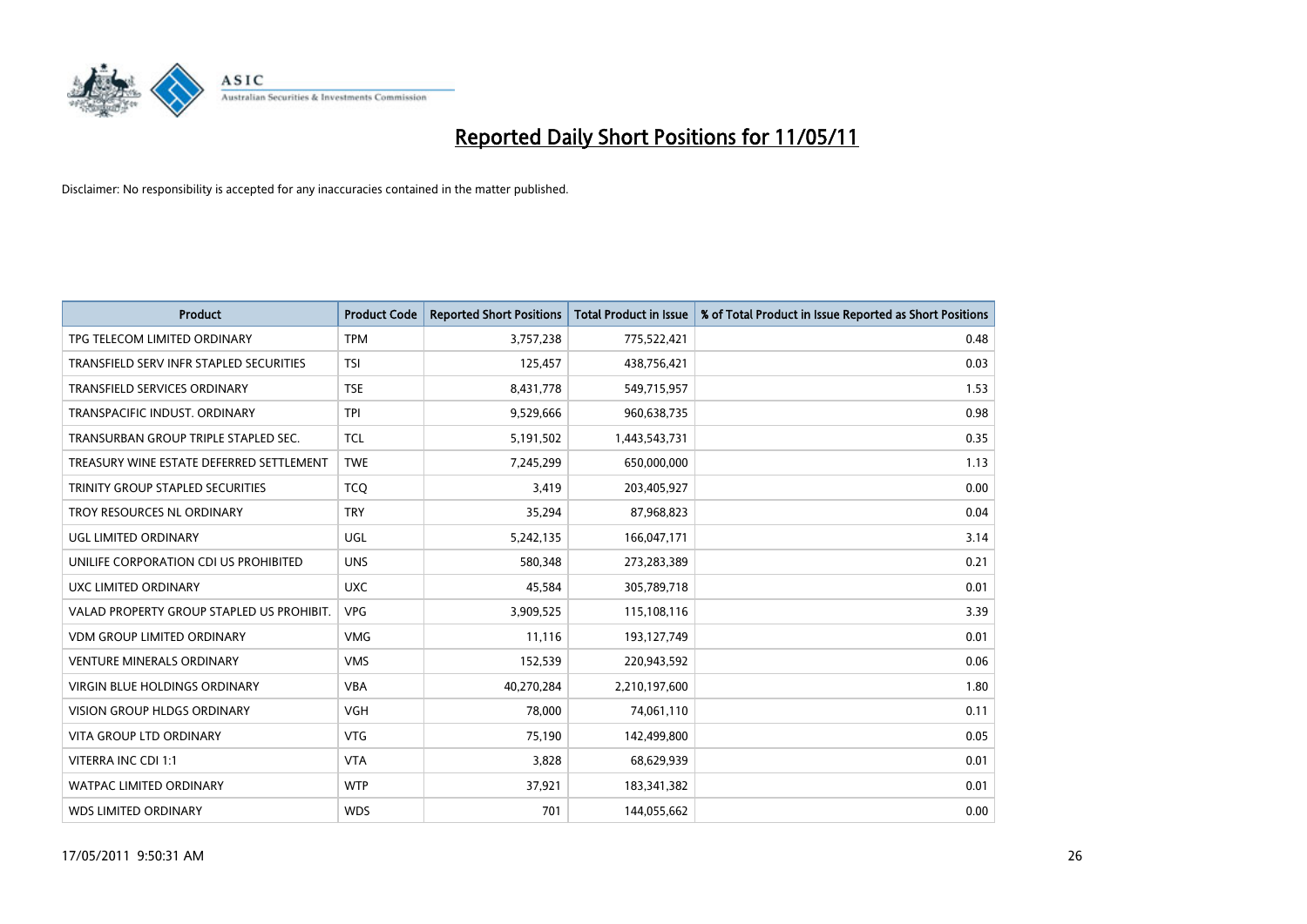# Reported Daily Short Positions for 11/05/11

Disclaimer: No responsibility is accepted for any inaccuracies contained in the matter published.

| Product | Product Code | Reported Short Positions | Total Product in Issue | % of Total Product in Issue Reported as Short Positions |
|---|---|---|---|---|
| TPG TELECOM LIMITED ORDINARY | TPM | 3,757,238 | 775,522,421 | 0.48 |
| TRANSFIELD SERV INFR STAPLED SECURITIES | TSI | 125,457 | 438,756,421 | 0.03 |
| TRANSFIELD SERVICES ORDINARY | TSE | 8,431,778 | 549,715,957 | 1.53 |
| TRANSPACIFIC INDUST. ORDINARY | TPI | 9,529,666 | 960,638,735 | 0.98 |
| TRANSURBAN GROUP TRIPLE STAPLED SEC. | TCL | 5,191,502 | 1,443,543,731 | 0.35 |
| TREASURY WINE ESTATE DEFERRED SETTLEMENT | TWE | 7,245,299 | 650,000,000 | 1.13 |
| TRINITY GROUP STAPLED SECURITIES | TCQ | 3,419 | 203,405,927 | 0.00 |
| TROY RESOURCES NL ORDINARY | TRY | 35,294 | 87,968,823 | 0.04 |
| UGL LIMITED ORDINARY | UGL | 5,242,135 | 166,047,171 | 3.14 |
| UNILIFE CORPORATION CDI US PROHIBITED | UNS | 580,348 | 273,283,389 | 0.21 |
| UXC LIMITED ORDINARY | UXC | 45,584 | 305,789,718 | 0.01 |
| VALAD PROPERTY GROUP STAPLED US PROHIBIT. | VPG | 3,909,525 | 115,108,116 | 3.39 |
| VDM GROUP LIMITED ORDINARY | VMG | 11,116 | 193,127,749 | 0.01 |
| VENTURE MINERALS ORDINARY | VMS | 152,539 | 220,943,592 | 0.06 |
| VIRGIN BLUE HOLDINGS ORDINARY | VBA | 40,270,284 | 2,210,197,600 | 1.80 |
| VISION GROUP HLDGS ORDINARY | VGH | 78,000 | 74,061,110 | 0.11 |
| VITA GROUP LTD ORDINARY | VTG | 75,190 | 142,499,800 | 0.05 |
| VITERRA INC CDI 1:1 | VTA | 3,828 | 68,629,939 | 0.01 |
| WATPAC LIMITED ORDINARY | WTP | 37,921 | 183,341,382 | 0.01 |
| WDS LIMITED ORDINARY | WDS | 701 | 144,055,662 | 0.00 |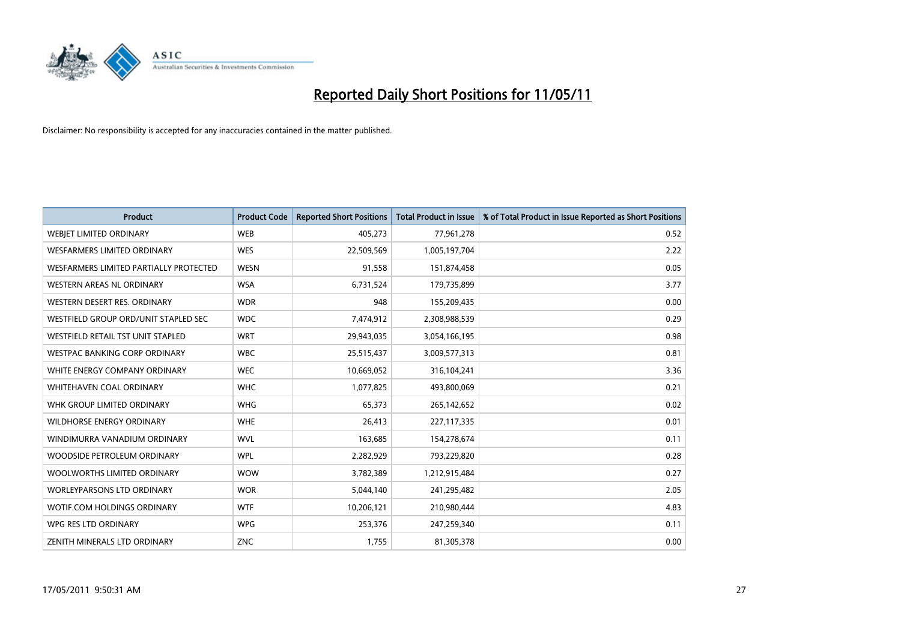# Reported Daily Short Positions for 11/05/11

Disclaimer: No responsibility is accepted for any inaccuracies contained in the matter published.

| Product | Product Code | Reported Short Positions | Total Product in Issue | % of Total Product in Issue Reported as Short Positions |
|---|---|---|---|---|
| WEBJET LIMITED ORDINARY | WEB | 405,273 | 77,961,278 | 0.52 |
| WESFARMERS LIMITED ORDINARY | WES | 22,509,569 | 1,005,197,704 | 2.22 |
| WESFARMERS LIMITED PARTIALLY PROTECTED | WESN | 91,558 | 151,874,458 | 0.05 |
| WESTERN AREAS NL ORDINARY | WSA | 6,731,524 | 179,735,899 | 3.77 |
| WESTERN DESERT RES. ORDINARY | WDR | 948 | 155,209,435 | 0.00 |
| WESTFIELD GROUP ORD/UNIT STAPLED SEC | WDC | 7,474,912 | 2,308,988,539 | 0.29 |
| WESTFIELD RETAIL TST UNIT STAPLED | WRT | 29,943,035 | 3,054,166,195 | 0.98 |
| WESTPAC BANKING CORP ORDINARY | WBC | 25,515,437 | 3,009,577,313 | 0.81 |
| WHITE ENERGY COMPANY ORDINARY | WEC | 10,669,052 | 316,104,241 | 3.36 |
| WHITEHAVEN COAL ORDINARY | WHC | 1,077,825 | 493,800,069 | 0.21 |
| WHK GROUP LIMITED ORDINARY | WHG | 65,373 | 265,142,652 | 0.02 |
| WILDHORSE ENERGY ORDINARY | WHE | 26,413 | 227,117,335 | 0.01 |
| WINDIMURRA VANADIUM ORDINARY | WVL | 163,685 | 154,278,674 | 0.11 |
| WOODSIDE PETROLEUM ORDINARY | WPL | 2,282,929 | 793,229,820 | 0.28 |
| WOOLWORTHS LIMITED ORDINARY | WOW | 3,782,389 | 1,212,915,484 | 0.27 |
| WORLEYPARSONS LTD ORDINARY | WOR | 5,044,140 | 241,295,482 | 2.05 |
| WOTIF.COM HOLDINGS ORDINARY | WTF | 10,206,121 | 210,980,444 | 4.83 |
| WPG RES LTD ORDINARY | WPG | 253,376 | 247,259,340 | 0.11 |
| ZENITH MINERALS LTD ORDINARY | ZNC | 1,755 | 81,305,378 | 0.00 |